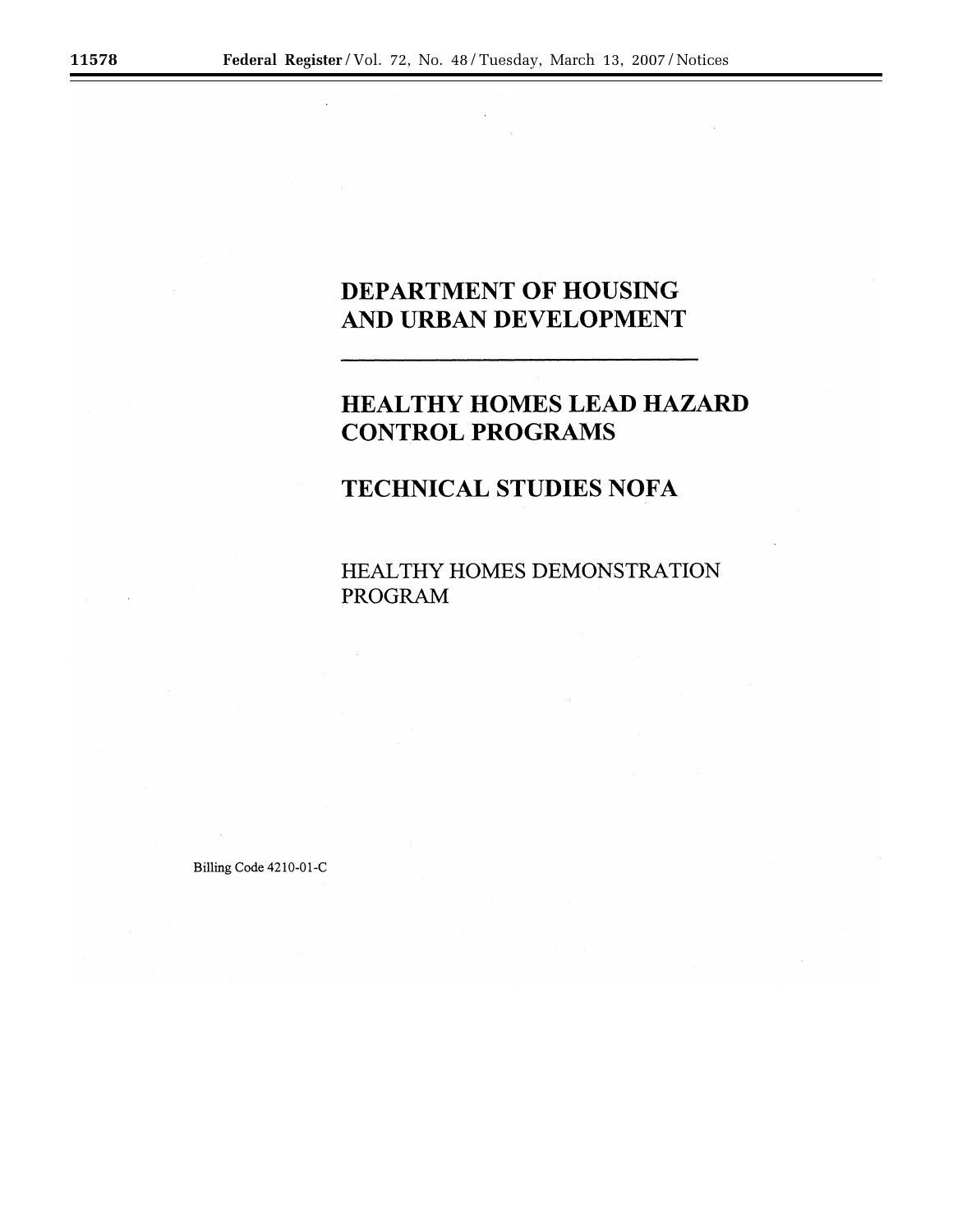# DEPARTMENT OF HOUSING AND URBAN DEVELOPMENT

---

# HEALTHY HOMES LEAD HAZARD CONTROL PROGRAMS

# TECHNICAL STUDIES NOFA

HEALTHY HOMES DEMONSTRATION PROGRAM

Billing Code 4210-01-C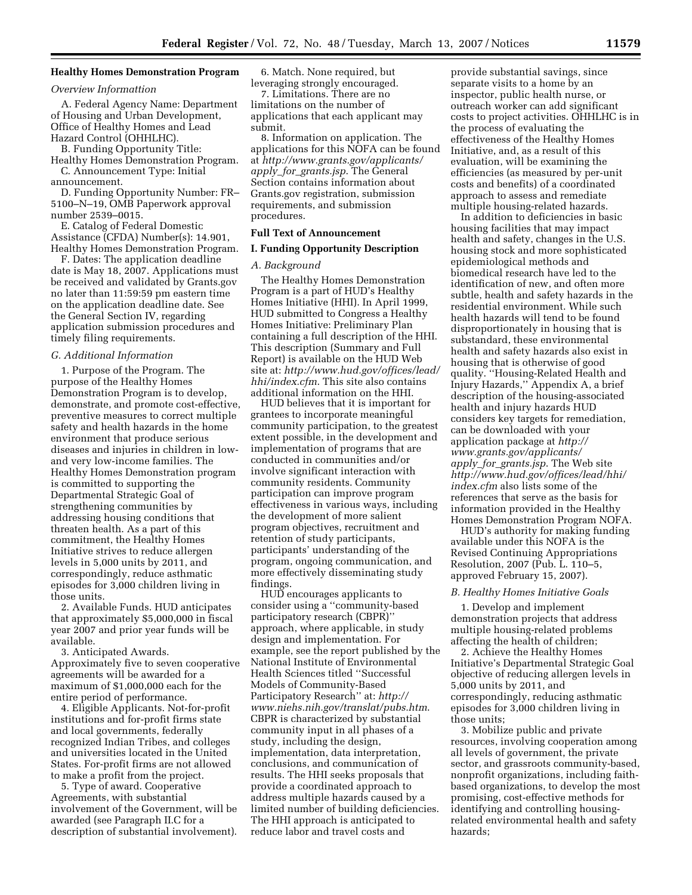### Healthy Homes Demonstration Program

*Overview Informattion*

A. Federal Agency Name: Department of Housing and Urban Development, Office of Healthy Homes and Lead Hazard Control (OHHLHC).

B. Funding Opportunity Title: Healthy Homes Demonstration Program.

C. Announcement Type: Initial announcement.

D. Funding Opportunity Number: FR–5100–N–19, OMB Paperwork approval number 2539–0015.

E. Catalog of Federal Domestic Assistance (CFDA) Number(s): 14.901, Healthy Homes Demonstration Program.

F. Dates: The application deadline date is May 18, 2007. Applications must be received and validated by Grants.gov no later than 11:59:59 pm eastern time on the application deadline date. See the General Section IV, regarding application submission procedures and timely filing requirements.

*G. Additional Information*

1. Purpose of the Program. The purpose of the Healthy Homes Demonstration Program is to develop, demonstrate, and promote cost-effective, preventive measures to correct multiple safety and health hazards in the home environment that produce serious diseases and injuries in children in low- and very low-income families. The Healthy Homes Demonstration program is committed to supporting the Departmental Strategic Goal of strengthening communities by addressing housing conditions that threaten health. As a part of this commitment, the Healthy Homes Initiative strives to reduce allergen levels in 5,000 units by 2011, and correspondingly, reduce asthmatic episodes for 3,000 children living in those units.

2. Available Funds. HUD anticipates that approximately $5,000,000 in fiscal year 2007 and prior year funds will be available.

3. Anticipated Awards. Approximately five to seven cooperative agreements will be awarded for a maximum of $1,000,000 each for the entire period of performance.

4. Eligible Applicants. Not-for-profit institutions and for-profit firms state and local governments, federally recognized Indian Tribes, and colleges and universities located in the United States. For-profit firms are not allowed to make a profit from the project.

5. Type of award. Cooperative Agreements, with substantial involvement of the Government, will be awarded (see Paragraph II.C for a description of substantial involvement).

6. Match. None required, but leveraging strongly encouraged.

7. Limitations. There are no limitations on the number of applications that each applicant may submit.

8. Information on application. The applications for this NOFA can be found at *http://www.grants.gov/applicants/apply_for_grants.jsp*. The General Section contains information about Grants.gov registration, submission requirements, and submission procedures.

### Full Text of Announcement

### I. Funding Opportunity Description

*A. Background*

The Healthy Homes Demonstration Program is a part of HUD's Healthy Homes Initiative (HHI). In April 1999, HUD submitted to Congress a Healthy Homes Initiative: Preliminary Plan containing a full description of the HHI. This description (Summary and Full Report) is available on the HUD Web site at: *http://www.hud.gov/offices/lead/hhi/index.cfm*. This site also contains additional information on the HHI.

HUD believes that it is important for grantees to incorporate meaningful community participation, to the greatest extent possible, in the development and implementation of programs that are conducted in communities and/or involve significant interaction with community residents. Community participation can improve program effectiveness in various ways, including the development of more salient program objectives, recruitment and retention of study participants, participants' understanding of the program, ongoing communication, and more effectively disseminating study findings.

HUD encourages applicants to consider using a ''community-based participatory research (CBPR)'' approach, where applicable, in study design and implementation. For example, see the report published by the National Institute of Environmental Health Sciences titled ''Successful Models of Community-Based Participatory Research'' at: *http://www.niehs.nih.gov/translat/pubs.htm*. CBPR is characterized by substantial community input in all phases of a study, including the design, implementation, data interpretation, conclusions, and communication of results. The HHI seeks proposals that provide a coordinated approach to address multiple hazards caused by a limited number of building deficiencies. The HHI approach is anticipated to reduce labor and travel costs and provide substantial savings, since separate visits to a home by an inspector, public health nurse, or outreach worker can add significant costs to project activities. OHHLHC is in the process of evaluating the effectiveness of the Healthy Homes Initiative, and, as a result of this evaluation, will be examining the efficiencies (as measured by per-unit costs and benefits) of a coordinated approach to assess and remediate multiple housing-related hazards.

In addition to deficiencies in basic housing facilities that may impact health and safety, changes in the U.S. housing stock and more sophisticated epidemiological methods and biomedical research have led to the identification of new, and often more subtle, health and safety hazards in the residential environment. While such health hazards will tend to be found disproportionately in housing that is substandard, these environmental health and safety hazards also exist in housing that is otherwise of good quality. ''Housing-Related Health and Injury Hazards,'' Appendix A, a brief description of the housing-associated health and injury hazards HUD considers key targets for remediation, can be downloaded with your application package at *http://www.grants.gov/applicants/apply_for_grants.jsp*. The Web site *http://www.hud.gov/offices/lead/hhi/index.cfm* also lists some of the references that serve as the basis for information provided in the Healthy Homes Demonstration Program NOFA.

HUD's authority for making funding available under this NOFA is the Revised Continuing Appropriations Resolution, 2007 (Pub. L. 110–5, approved February 15, 2007).

*B. Healthy Homes Initiative Goals*

1. Develop and implement demonstration projects that address multiple housing-related problems affecting the health of children;

2. Achieve the Healthy Homes Initiative's Departmental Strategic Goal objective of reducing allergen levels in 5,000 units by 2011, and correspondingly, reducing asthmatic episodes for 3,000 children living in those units;

3. Mobilize public and private resources, involving cooperation among all levels of government, the private sector, and grassroots community-based, nonprofit organizations, including faith-based organizations, to develop the most promising, cost-effective methods for identifying and controlling housing-related environmental health and safety hazards;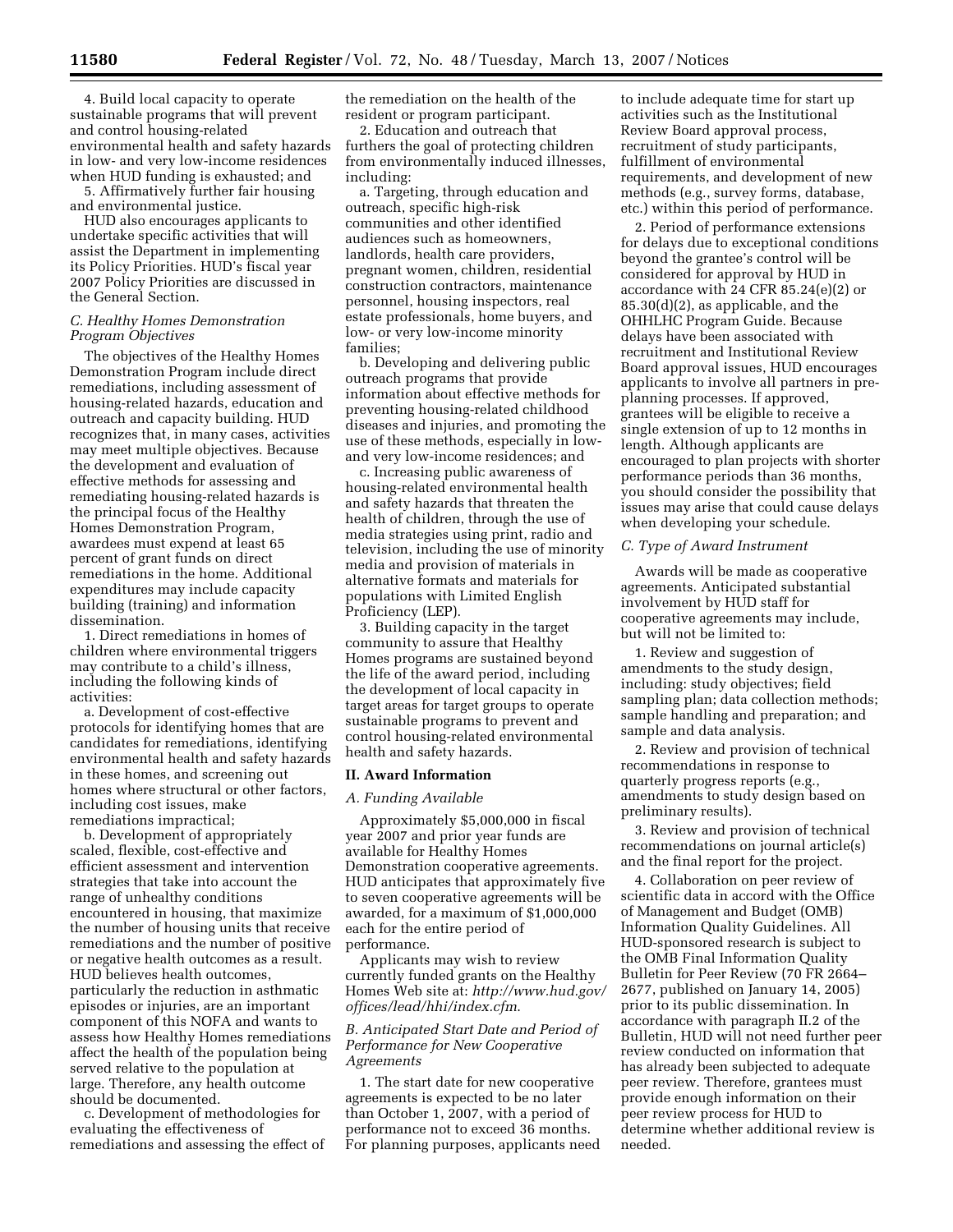4. Build local capacity to operate sustainable programs that will prevent and control housing-related environmental health and safety hazards in low- and very low-income residences when HUD funding is exhausted; and

5. Affirmatively further fair housing and environmental justice.

HUD also encourages applicants to undertake specific activities that will assist the Department in implementing its Policy Priorities. HUD's fiscal year 2007 Policy Priorities are discussed in the General Section.

### *C. Healthy Homes Demonstration Program Objectives*

The objectives of the Healthy Homes Demonstration Program include direct remediations, including assessment of housing-related hazards, education and outreach and capacity building. HUD recognizes that, in many cases, activities may meet multiple objectives. Because the development and evaluation of effective methods for assessing and remediating housing-related hazards is the principal focus of the Healthy Homes Demonstration Program, awardees must expend at least 65 percent of grant funds on direct remediations in the home. Additional expenditures may include capacity building (training) and information dissemination.

1. Direct remediations in homes of children where environmental triggers may contribute to a child's illness, including the following kinds of activities:

a. Development of cost-effective protocols for identifying homes that are candidates for remediations, identifying environmental health and safety hazards in these homes, and screening out homes where structural or other factors, including cost issues, make remediations impractical;

b. Development of appropriately scaled, flexible, cost-effective and efficient assessment and intervention strategies that take into account the range of unhealthy conditions encountered in housing, that maximize the number of housing units that receive remediations and the number of positive or negative health outcomes as a result. HUD believes health outcomes, particularly the reduction in asthmatic episodes or injuries, are an important component of this NOFA and wants to assess how Healthy Homes remediations affect the health of the population being served relative to the population at large. Therefore, any health outcome should be documented.

c. Development of methodologies for evaluating the effectiveness of remediations and assessing the effect of the remediation on the health of the resident or program participant.

2. Education and outreach that furthers the goal of protecting children from environmentally induced illnesses, including:

a. Targeting, through education and outreach, specific high-risk communities and other identified audiences such as homeowners, landlords, health care providers, pregnant women, children, residential construction contractors, maintenance personnel, housing inspectors, real estate professionals, home buyers, and low- or very low-income minority families;

b. Developing and delivering public outreach programs that provide information about effective methods for preventing housing-related childhood diseases and injuries, and promoting the use of these methods, especially in low- and very low-income residences; and

c. Increasing public awareness of housing-related environmental health and safety hazards that threaten the health of children, through the use of media strategies using print, radio and television, including the use of minority media and provision of materials in alternative formats and materials for populations with Limited English Proficiency (LEP).

3. Building capacity in the target community to assure that Healthy Homes programs are sustained beyond the life of the award period, including the development of local capacity in target areas for target groups to operate sustainable programs to prevent and control housing-related environmental health and safety hazards.

## II. Award Information

### *A. Funding Available*

Approximately $5,000,000 in fiscal year 2007 and prior year funds are available for Healthy Homes Demonstration cooperative agreements. HUD anticipates that approximately five to seven cooperative agreements will be awarded, for a maximum of $1,000,000 each for the entire period of performance.

Applicants may wish to review currently funded grants on the Healthy Homes Web site at: *http://www.hud.gov/offices/lead/hhi/index.cfm*.

### *B. Anticipated Start Date and Period of Performance for New Cooperative Agreements*

1. The start date for new cooperative agreements is expected to be no later than October 1, 2007, with a period of performance not to exceed 36 months. For planning purposes, applicants need to include adequate time for start up activities such as the Institutional Review Board approval process, recruitment of study participants, fulfillment of environmental requirements, and development of new methods (e.g., survey forms, database, etc.) within this period of performance.

2. Period of performance extensions for delays due to exceptional conditions beyond the grantee's control will be considered for approval by HUD in accordance with 24 CFR 85.24(e)(2) or 85.30(d)(2), as applicable, and the OHHLHC Program Guide. Because delays have been associated with recruitment and Institutional Review Board approval issues, HUD encourages applicants to involve all partners in pre-planning processes. If approved, grantees will be eligible to receive a single extension of up to 12 months in length. Although applicants are encouraged to plan projects with shorter performance periods than 36 months, you should consider the possibility that issues may arise that could cause delays when developing your schedule.

### *C. Type of Award Instrument*

Awards will be made as cooperative agreements. Anticipated substantial involvement by HUD staff for cooperative agreements may include, but will not be limited to:

1. Review and suggestion of amendments to the study design, including: study objectives; field sampling plan; data collection methods; sample handling and preparation; and sample and data analysis.

2. Review and provision of technical recommendations in response to quarterly progress reports (e.g., amendments to study design based on preliminary results).

3. Review and provision of technical recommendations on journal article(s) and the final report for the project.

4. Collaboration on peer review of scientific data in accord with the Office of Management and Budget (OMB) Information Quality Guidelines. All HUD-sponsored research is subject to the OMB Final Information Quality Bulletin for Peer Review (70 FR 2664–2677, published on January 14, 2005) prior to its public dissemination. In accordance with paragraph II.2 of the Bulletin, HUD will not need further peer review conducted on information that has already been subjected to adequate peer review. Therefore, grantees must provide enough information on their peer review process for HUD to determine whether additional review is needed.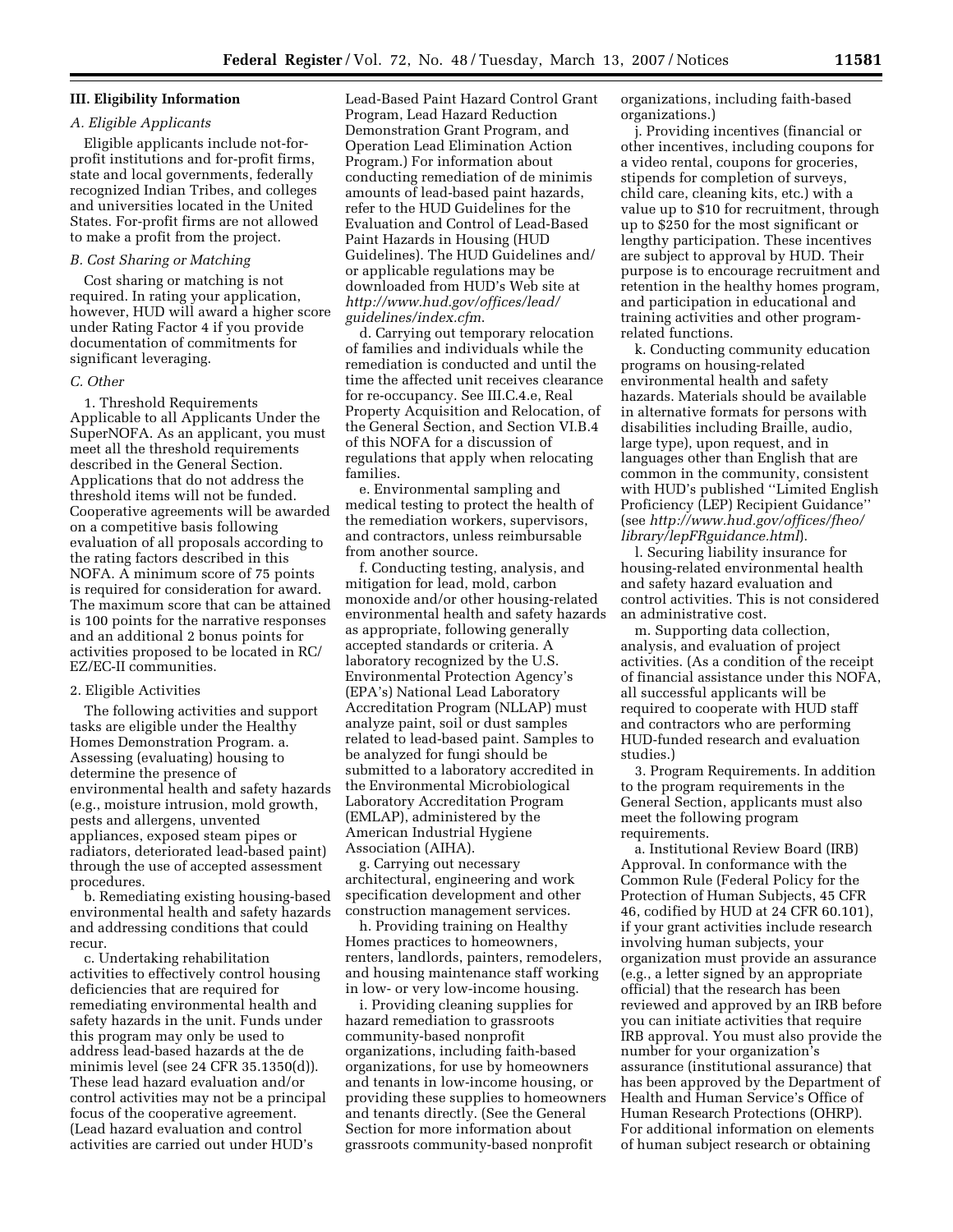## III. Eligibility Information

### *A. Eligible Applicants*

Eligible applicants include not-for-profit institutions and for-profit firms, state and local governments, federally recognized Indian Tribes, and colleges and universities located in the United States. For-profit firms are not allowed to make a profit from the project.

### *B. Cost Sharing or Matching*

Cost sharing or matching is not required. In rating your application, however, HUD will award a higher score under Rating Factor 4 if you provide documentation of commitments for significant leveraging.

### *C. Other*

1. Threshold Requirements Applicable to all Applicants Under the SuperNOFA. As an applicant, you must meet all the threshold requirements described in the General Section. Applications that do not address the threshold items will not be funded. Cooperative agreements will be awarded on a competitive basis following evaluation of all proposals according to the rating factors described in this NOFA. A minimum score of 75 points is required for consideration for award. The maximum score that can be attained is 100 points for the narrative responses and an additional 2 bonus points for activities proposed to be located in RC/EZ/EC-II communities.

2. Eligible Activities

The following activities and support tasks are eligible under the Healthy Homes Demonstration Program. a. Assessing (evaluating) housing to determine the presence of environmental health and safety hazards (e.g., moisture intrusion, mold growth, pests and allergens, unvented appliances, exposed steam pipes or radiators, deteriorated lead-based paint) through the use of accepted assessment procedures.

b. Remediating existing housing-based environmental health and safety hazards and addressing conditions that could recur.

c. Undertaking rehabilitation activities to effectively control housing deficiencies that are required for remediating environmental health and safety hazards in the unit. Funds under this program may only be used to address lead-based hazards at the de minimis level (see 24 CFR 35.1350(d)). These lead hazard evaluation and/or control activities may not be a principal focus of the cooperative agreement. (Lead hazard evaluation and control activities are carried out under HUD's Lead-Based Paint Hazard Control Grant Program, Lead Hazard Reduction Demonstration Grant Program, and Operation Lead Elimination Action Program.) For information about conducting remediation of de minimis amounts of lead-based paint hazards, refer to the HUD Guidelines for the Evaluation and Control of Lead-Based Paint Hazards in Housing (HUD Guidelines). The HUD Guidelines and/or applicable regulations may be downloaded from HUD's Web site at *http://www.hud.gov/offices/lead/guidelines/index.cfm*.

d. Carrying out temporary relocation of families and individuals while the remediation is conducted and until the time the affected unit receives clearance for re-occupancy. See III.C.4.e, Real Property Acquisition and Relocation, of the General Section, and Section VI.B.4 of this NOFA for a discussion of regulations that apply when relocating families.

e. Environmental sampling and medical testing to protect the health of the remediation workers, supervisors, and contractors, unless reimbursable from another source.

f. Conducting testing, analysis, and mitigation for lead, mold, carbon monoxide and/or other housing-related environmental health and safety hazards as appropriate, following generally accepted standards or criteria. A laboratory recognized by the U.S. Environmental Protection Agency's (EPA's) National Lead Laboratory Accreditation Program (NLLAP) must analyze paint, soil or dust samples related to lead-based paint. Samples to be analyzed for fungi should be submitted to a laboratory accredited in the Environmental Microbiological Laboratory Accreditation Program (EMLAP), administered by the American Industrial Hygiene Association (AIHA).

g. Carrying out necessary architectural, engineering and work specification development and other construction management services.

h. Providing training on Healthy Homes practices to homeowners, renters, landlords, painters, remodelers, and housing maintenance staff working in low- or very low-income housing.

i. Providing cleaning supplies for hazard remediation to grassroots community-based nonprofit organizations, including faith-based organizations, for use by homeowners and tenants in low-income housing, or providing these supplies to homeowners and tenants directly. (See the General Section for more information about grassroots community-based nonprofit organizations, including faith-based organizations.)

j. Providing incentives (financial or other incentives, including coupons for a video rental, coupons for groceries, stipends for completion of surveys, child care, cleaning kits, etc.) with a value up to $10 for recruitment, through up to $250 for the most significant or lengthy participation. These incentives are subject to approval by HUD. Their purpose is to encourage recruitment and retention in the healthy homes program, and participation in educational and training activities and other program-related functions.

k. Conducting community education programs on housing-related environmental health and safety hazards. Materials should be available in alternative formats for persons with disabilities including Braille, audio, large type), upon request, and in languages other than English that are common in the community, consistent with HUD's published ''Limited English Proficiency (LEP) Recipient Guidance'' (see *http://www.hud.gov/offices/fheo/library/lepFRguidance.html*).

l. Securing liability insurance for housing-related environmental health and safety hazard evaluation and control activities. This is not considered an administrative cost.

m. Supporting data collection, analysis, and evaluation of project activities. (As a condition of the receipt of financial assistance under this NOFA, all successful applicants will be required to cooperate with HUD staff and contractors who are performing HUD-funded research and evaluation studies.)

3. Program Requirements. In addition to the program requirements in the General Section, applicants must also meet the following program requirements.

a. Institutional Review Board (IRB) Approval. In conformance with the Common Rule (Federal Policy for the Protection of Human Subjects, 45 CFR 46, codified by HUD at 24 CFR 60.101), if your grant activities include research involving human subjects, your organization must provide an assurance (e.g., a letter signed by an appropriate official) that the research has been reviewed and approved by an IRB before you can initiate activities that require IRB approval. You must also provide the number for your organization's assurance (institutional assurance) that has been approved by the Department of Health and Human Service's Office of Human Research Protections (OHRP). For additional information on elements of human subject research or obtaining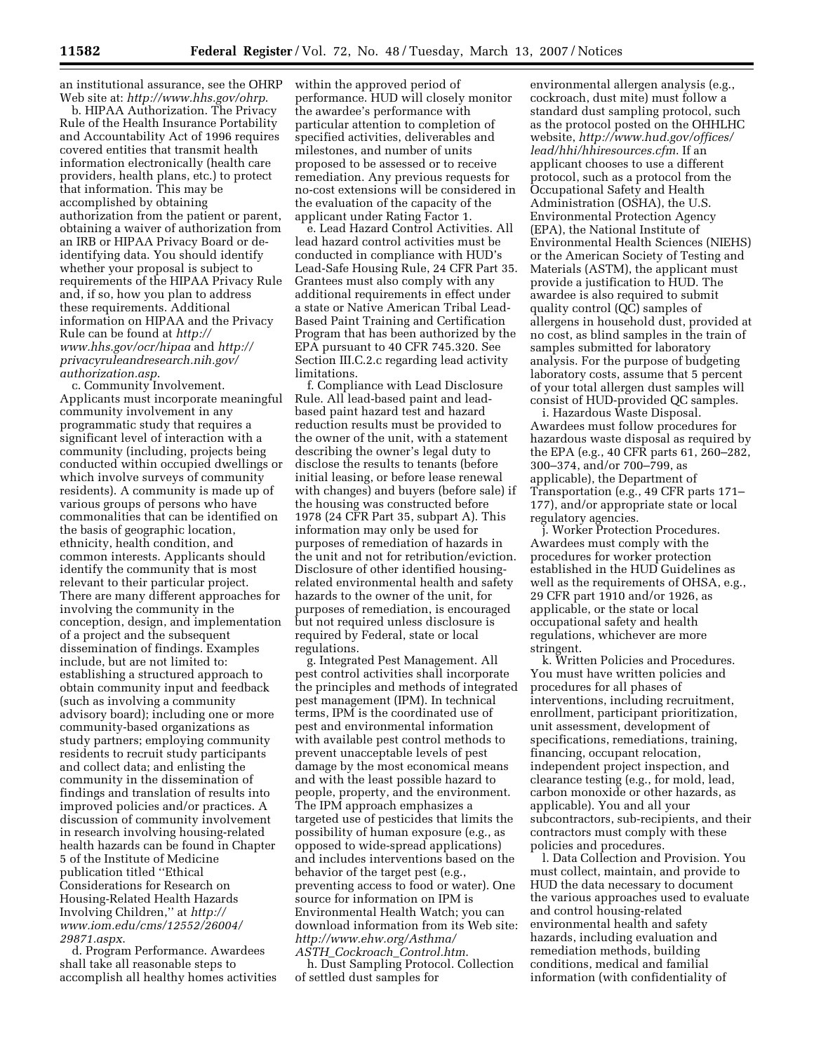an institutional assurance, see the OHRP Web site at: *http://www.hhs.gov/ohrp*.

b. HIPAA Authorization. The Privacy Rule of the Health Insurance Portability and Accountability Act of 1996 requires covered entities that transmit health information electronically (health care providers, health plans, etc.) to protect that information. This may be accomplished by obtaining authorization from the patient or parent, obtaining a waiver of authorization from an IRB or HIPAA Privacy Board or de-identifying data. You should identify whether your proposal is subject to requirements of the HIPAA Privacy Rule and, if so, how you plan to address these requirements. Additional information on HIPAA and the Privacy Rule can be found at *http://www.hhs.gov/ocr/hipaa* and *http://privacyruleandresearch.nih.gov/authorization.asp*.

c. Community Involvement. Applicants must incorporate meaningful community involvement in any programmatic study that requires a significant level of interaction with a community (including, projects being conducted within occupied dwellings or which involve surveys of community residents). A community is made up of various groups of persons who have commonalities that can be identified on the basis of geographic location, ethnicity, health condition, and common interests. Applicants should identify the community that is most relevant to their particular project. There are many different approaches for involving the community in the conception, design, and implementation of a project and the subsequent dissemination of findings. Examples include, but are not limited to: establishing a structured approach to obtain community input and feedback (such as involving a community advisory board); including one or more community-based organizations as study partners; employing community residents to recruit study participants and collect data; and enlisting the community in the dissemination of findings and translation of results into improved policies and/or practices. A discussion of community involvement in research involving housing-related health hazards can be found in Chapter 5 of the Institute of Medicine publication titled ''Ethical Considerations for Research on Housing-Related Health Hazards Involving Children,'' at *http://www.iom.edu/cms/12552/26004/29871.aspx*.

d. Program Performance. Awardees shall take all reasonable steps to accomplish all healthy homes activities within the approved period of performance. HUD will closely monitor the awardee's performance with particular attention to completion of specified activities, deliverables and milestones, and number of units proposed to be assessed or to receive remediation. Any previous requests for no-cost extensions will be considered in the evaluation of the capacity of the applicant under Rating Factor 1.

e. Lead Hazard Control Activities. All lead hazard control activities must be conducted in compliance with HUD's Lead-Safe Housing Rule, 24 CFR Part 35. Grantees must also comply with any additional requirements in effect under a state or Native American Tribal Lead-Based Paint Training and Certification Program that has been authorized by the EPA pursuant to 40 CFR 745.320. See Section III.C.2.c regarding lead activity limitations.

f. Compliance with Lead Disclosure Rule. All lead-based paint and lead-based paint hazard test and hazard reduction results must be provided to the owner of the unit, with a statement describing the owner's legal duty to disclose the results to tenants (before initial leasing, or before lease renewal with changes) and buyers (before sale) if the housing was constructed before 1978 (24 CFR Part 35, subpart A). This information may only be used for purposes of remediation of hazards in the unit and not for retribution/eviction. Disclosure of other identified housing-related environmental health and safety hazards to the owner of the unit, for purposes of remediation, is encouraged but not required unless disclosure is required by Federal, state or local regulations.

g. Integrated Pest Management. All pest control activities shall incorporate the principles and methods of integrated pest management (IPM). In technical terms, IPM is the coordinated use of pest and environmental information with available pest control methods to prevent unacceptable levels of pest damage by the most economical means and with the least possible hazard to people, property, and the environment. The IPM approach emphasizes a targeted use of pesticides that limits the possibility of human exposure (e.g., as opposed to wide-spread applications) and includes interventions based on the behavior of the target pest (e.g., preventing access to food or water). One source for information on IPM is Environmental Health Watch; you can download information from its Web site: *http://www.ehw.org/Asthma/ASTH_Cockroach_Control.htm*.

h. Dust Sampling Protocol. Collection of settled dust samples for environmental allergen analysis (e.g., cockroach, dust mite) must follow a standard dust sampling protocol, such as the protocol posted on the OHHLHC website, *http://www.hud.gov/offices/lead/hhi/hhiresources.cfm*. If an applicant chooses to use a different protocol, such as a protocol from the Occupational Safety and Health Administration (OSHA), the U.S. Environmental Protection Agency (EPA), the National Institute of Environmental Health Sciences (NIEHS) or the American Society of Testing and Materials (ASTM), the applicant must provide a justification to HUD. The awardee is also required to submit quality control (QC) samples of allergens in household dust, provided at no cost, as blind samples in the train of samples submitted for laboratory analysis. For the purpose of budgeting laboratory costs, assume that 5 percent of your total allergen dust samples will consist of HUD-provided QC samples.

i. Hazardous Waste Disposal. Awardees must follow procedures for hazardous waste disposal as required by the EPA (e.g., 40 CFR parts 61, 260–282, 300–374, and/or 700–799, as applicable), the Department of Transportation (e.g., 49 CFR parts 171–177), and/or appropriate state or local regulatory agencies.

j. Worker Protection Procedures. Awardees must comply with the procedures for worker protection established in the HUD Guidelines as well as the requirements of OHSA, e.g., 29 CFR part 1910 and/or 1926, as applicable, or the state or local occupational safety and health regulations, whichever are more stringent.

k. Written Policies and Procedures. You must have written policies and procedures for all phases of interventions, including recruitment, enrollment, participant prioritization, unit assessment, development of specifications, remediations, training, financing, occupant relocation, independent project inspection, and clearance testing (e.g., for mold, lead, carbon monoxide or other hazards, as applicable). You and all your subcontractors, sub-recipients, and their contractors must comply with these policies and procedures.

l. Data Collection and Provision. You must collect, maintain, and provide to HUD the data necessary to document the various approaches used to evaluate and control housing-related environmental health and safety hazards, including evaluation and remediation methods, building conditions, medical and familial information (with confidentiality of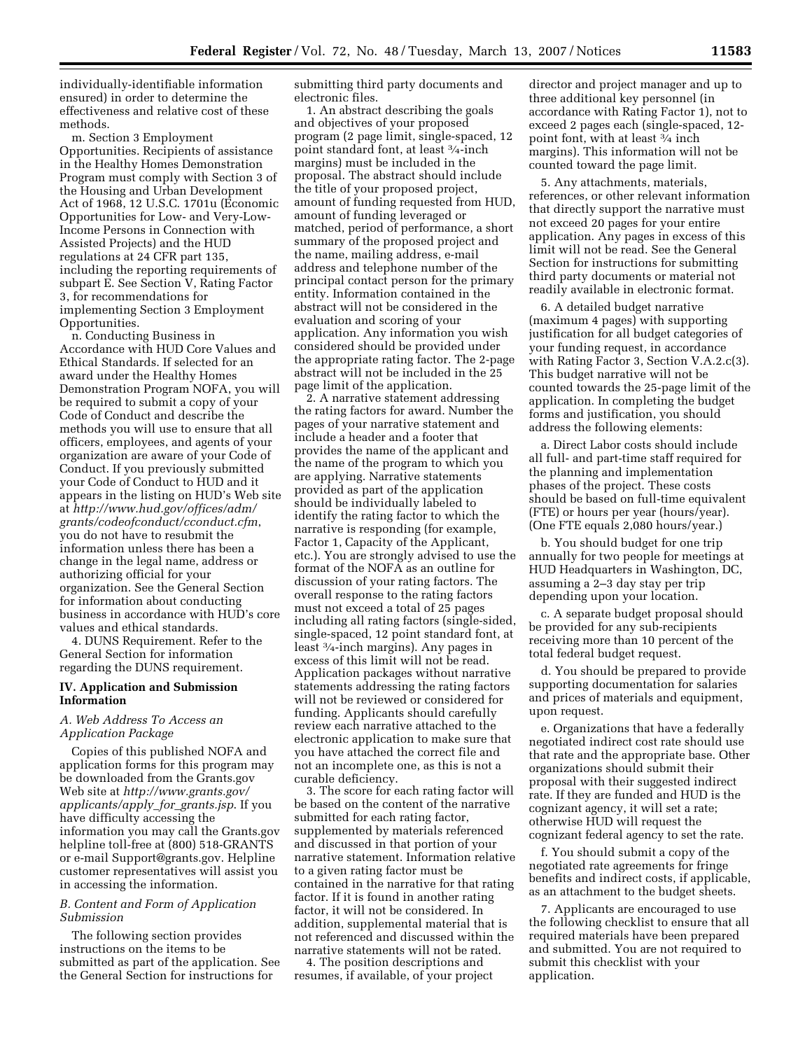individually-identifiable information ensured) in order to determine the effectiveness and relative cost of these methods.

m. Section 3 Employment Opportunities. Recipients of assistance in the Healthy Homes Demonstration Program must comply with Section 3 of the Housing and Urban Development Act of 1968, 12 U.S.C. 1701u (Economic Opportunities for Low- and Very-Low-Income Persons in Connection with Assisted Projects) and the HUD regulations at 24 CFR part 135, including the reporting requirements of subpart E. See Section V, Rating Factor 3, for recommendations for implementing Section 3 Employment Opportunities.

n. Conducting Business in Accordance with HUD Core Values and Ethical Standards. If selected for an award under the Healthy Homes Demonstration Program NOFA, you will be required to submit a copy of your Code of Conduct and describe the methods you will use to ensure that all officers, employees, and agents of your organization are aware of your Code of Conduct. If you previously submitted your Code of Conduct to HUD and it appears in the listing on HUD's Web site at *http://www.hud.gov/offices/adm/grants/codeofconduct/cconduct.cfm*, you do not have to resubmit the information unless there has been a change in the legal name, address or authorizing official for your organization. See the General Section for information about conducting business in accordance with HUD's core values and ethical standards.

4. DUNS Requirement. Refer to the General Section for information regarding the DUNS requirement.

## IV. Application and Submission Information

### *A. Web Address To Access an Application Package*

Copies of this published NOFA and application forms for this program may be downloaded from the Grants.gov Web site at *http://www.grants.gov/applicants/apply_for_grants.jsp*. If you have difficulty accessing the information you may call the Grants.gov helpline toll-free at (800) 518-GRANTS or e-mail Support@grants.gov. Helpline customer representatives will assist you in accessing the information.

### *B. Content and Form of Application Submission*

The following section provides instructions on the items to be submitted as part of the application. See the General Section for instructions for submitting third party documents and electronic files.

1. An abstract describing the goals and objectives of your proposed program (2 page limit, single-spaced, 12 point standard font, at least ¾-inch margins) must be included in the proposal. The abstract should include the title of your proposed project, amount of funding requested from HUD, amount of funding leveraged or matched, period of performance, a short summary of the proposed project and the name, mailing address, e-mail address and telephone number of the principal contact person for the primary entity. Information contained in the abstract will not be considered in the evaluation and scoring of your application. Any information you wish considered should be provided under the appropriate rating factor. The 2-page abstract will not be included in the 25 page limit of the application.

2. A narrative statement addressing the rating factors for award. Number the pages of your narrative statement and include a header and a footer that provides the name of the applicant and the name of the program to which you are applying. Narrative statements provided as part of the application should be individually labeled to identify the rating factor to which the narrative is responding (for example, Factor 1, Capacity of the Applicant, etc.). You are strongly advised to use the format of the NOFA as an outline for discussion of your rating factors. The overall response to the rating factors must not exceed a total of 25 pages including all rating factors (single-sided, single-spaced, 12 point standard font, at least ¾-inch margins). Any pages in excess of this limit will not be read. Application packages without narrative statements addressing the rating factors will not be reviewed or considered for funding. Applicants should carefully review each narrative attached to the electronic application to make sure that you have attached the correct file and not an incomplete one, as this is not a curable deficiency.

3. The score for each rating factor will be based on the content of the narrative submitted for each rating factor, supplemented by materials referenced and discussed in that portion of your narrative statement. Information relative to a given rating factor must be contained in the narrative for that rating factor. If it is found in another rating factor, it will not be considered. In addition, supplemental material that is not referenced and discussed within the narrative statements will not be rated.

4. The position descriptions and resumes, if available, of your project director and project manager and up to three additional key personnel (in accordance with Rating Factor 1), not to exceed 2 pages each (single-spaced, 12-point font, with at least ¾ inch margins). This information will not be counted toward the page limit.

5. Any attachments, materials, references, or other relevant information that directly support the narrative must not exceed 20 pages for your entire application. Any pages in excess of this limit will not be read. See the General Section for instructions for submitting third party documents or material not readily available in electronic format.

6. A detailed budget narrative (maximum 4 pages) with supporting justification for all budget categories of your funding request, in accordance with Rating Factor 3, Section V.A.2.c(3). This budget narrative will not be counted towards the 25-page limit of the application. In completing the budget forms and justification, you should address the following elements:

a. Direct Labor costs should include all full- and part-time staff required for the planning and implementation phases of the project. These costs should be based on full-time equivalent (FTE) or hours per year (hours/year). (One FTE equals 2,080 hours/year.)

b. You should budget for one trip annually for two people for meetings at HUD Headquarters in Washington, DC, assuming a 2–3 day stay per trip depending upon your location.

c. A separate budget proposal should be provided for any sub-recipients receiving more than 10 percent of the total federal budget request.

d. You should be prepared to provide supporting documentation for salaries and prices of materials and equipment, upon request.

e. Organizations that have a federally negotiated indirect cost rate should use that rate and the appropriate base. Other organizations should submit their proposal with their suggested indirect rate. If they are funded and HUD is the cognizant agency, it will set a rate; otherwise HUD will request the cognizant federal agency to set the rate.

f. You should submit a copy of the negotiated rate agreements for fringe benefits and indirect costs, if applicable, as an attachment to the budget sheets.

7. Applicants are encouraged to use the following checklist to ensure that all required materials have been prepared and submitted. You are not required to submit this checklist with your application.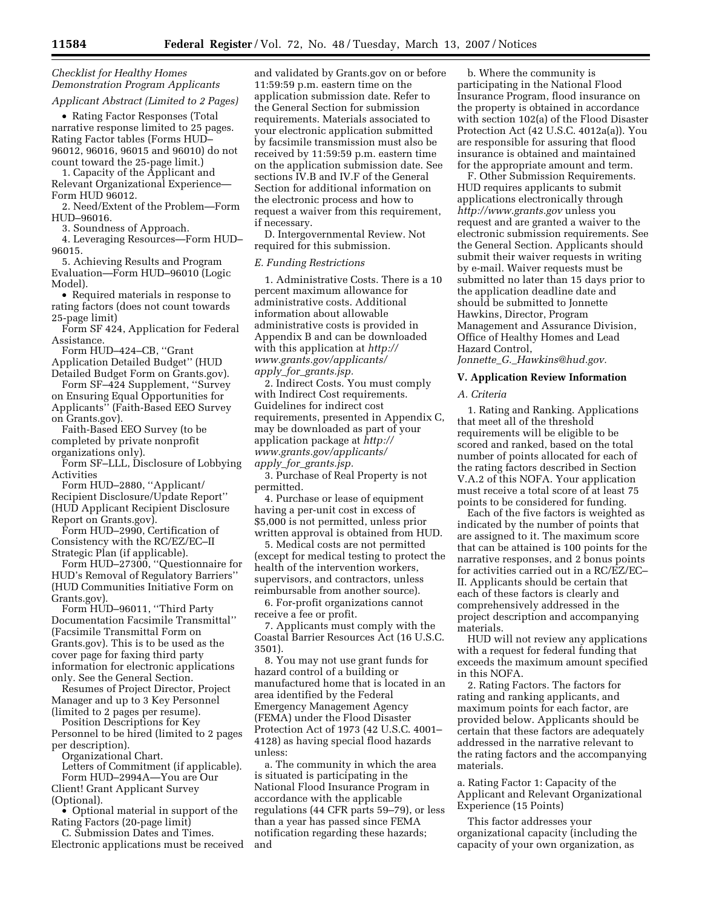*Checklist for Healthy Homes Demonstration Program Applicants*

*Applicant Abstract (Limited to 2 Pages)*

- Rating Factor Responses (Total narrative response limited to 25 pages. Rating Factor tables (Forms HUD–96012, 96016, 96015 and 96010) do not count toward the 25-page limit.)

1. Capacity of the Applicant and Relevant Organizational Experience—Form HUD 96012.
2. Need/Extent of the Problem—Form HUD–96016.
3. Soundness of Approach.
4. Leveraging Resources—Form HUD–96015.
5. Achieving Results and Program Evaluation—Form HUD–96010 (Logic Model).

- Required materials in response to rating factors (does not count towards 25-page limit)

Form SF 424, Application for Federal Assistance.

Form HUD–424–CB, ''Grant Application Detailed Budget'' (HUD Detailed Budget Form on Grants.gov).

Form SF–424 Supplement, ''Survey on Ensuring Equal Opportunities for Applicants'' (Faith-Based EEO Survey on Grants.gov).

Faith-Based EEO Survey (to be completed by private nonprofit organizations only).

Form SF–LLL, Disclosure of Lobbying Activities

Form HUD–2880, ''Applicant/Recipient Disclosure/Update Report'' (HUD Applicant Recipient Disclosure Report on Grants.gov).

Form HUD–2990, Certification of Consistency with the RC/EZ/EC–II Strategic Plan (if applicable).

Form HUD–27300, ''Questionnaire for HUD's Removal of Regulatory Barriers'' (HUD Communities Initiative Form on Grants.gov).

Form HUD–96011, ''Third Party Documentation Facsimile Transmittal'' (Facsimile Transmittal Form on Grants.gov). This is to be used as the cover page for faxing third party information for electronic applications only. See the General Section.

Resumes of Project Director, Project Manager and up to 3 Key Personnel (limited to 2 pages per resume).

Position Descriptions for Key Personnel to be hired (limited to 2 pages per description).

Organizational Chart.

Letters of Commitment (if applicable).

Form HUD–2994A—You are Our Client! Grant Applicant Survey (Optional).

- Optional material in support of the Rating Factors (20-page limit)

C. Submission Dates and Times. Electronic applications must be received and validated by Grants.gov on or before 11:59:59 p.m. eastern time on the application submission date. Refer to the General Section for submission requirements. Materials associated to your electronic application submitted by facsimile transmission must also be received by 11:59:59 p.m. eastern time on the application submission date. See sections IV.B and IV.F of the General Section for additional information on the electronic process and how to request a waiver from this requirement, if necessary.

D. Intergovernmental Review. Not required for this submission.

*E. Funding Restrictions*

1. Administrative Costs. There is a 10 percent maximum allowance for administrative costs. Additional information about allowable administrative costs is provided in Appendix B and can be downloaded with this application at *http://www.grants.gov/applicants/apply_for_grants.jsp.*

2. Indirect Costs. You must comply with Indirect Cost requirements. Guidelines for indirect cost requirements, presented in Appendix C, may be downloaded as part of your application package at *http://www.grants.gov/applicants/apply_for_grants.jsp.*

3. Purchase of Real Property is not permitted.

4. Purchase or lease of equipment having a per-unit cost in excess of $5,000 is not permitted, unless prior written approval is obtained from HUD.

5. Medical costs are not permitted (except for medical testing to protect the health of the intervention workers, supervisors, and contractors, unless reimbursable from another source).

6. For-profit organizations cannot receive a fee or profit.

7. Applicants must comply with the Coastal Barrier Resources Act (16 U.S.C. 3501).

8. You may not use grant funds for hazard control of a building or manufactured home that is located in an area identified by the Federal Emergency Management Agency (FEMA) under the Flood Disaster Protection Act of 1973 (42 U.S.C. 4001–4128) as having special flood hazards unless:

a. The community in which the area is situated is participating in the National Flood Insurance Program in accordance with the applicable regulations (44 CFR parts 59–79), or less than a year has passed since FEMA notification regarding these hazards; and

b. Where the community is participating in the National Flood Insurance Program, flood insurance on the property is obtained in accordance with section 102(a) of the Flood Disaster Protection Act (42 U.S.C. 4012a(a)). You are responsible for assuring that flood insurance is obtained and maintained for the appropriate amount and term.

F. Other Submission Requirements. HUD requires applicants to submit applications electronically through *http://www.grants.gov* unless you request and are granted a waiver to the electronic submission requirements. See the General Section. Applicants should submit their waiver requests in writing by e-mail. Waiver requests must be submitted no later than 15 days prior to the application deadline date and should be submitted to Jonnette Hawkins, Director, Program Management and Assurance Division, Office of Healthy Homes and Lead Hazard Control, *Jonnette_G._Hawkins@hud.gov.*

## V. Application Review Information

*A. Criteria*

1. Rating and Ranking. Applications that meet all of the threshold requirements will be eligible to be scored and ranked, based on the total number of points allocated for each of the rating factors described in Section V.A.2 of this NOFA. Your application must receive a total score of at least 75 points to be considered for funding.

Each of the five factors is weighted as indicated by the number of points that are assigned to it. The maximum score that can be attained is 100 points for the narrative responses, and 2 bonus points for activities carried out in a RC/EZ/EC–II. Applicants should be certain that each of these factors is clearly and comprehensively addressed in the project description and accompanying materials.

HUD will not review any applications with a request for federal funding that exceeds the maximum amount specified in this NOFA.

2. Rating Factors. The factors for rating and ranking applicants, and maximum points for each factor, are provided below. Applicants should be certain that these factors are adequately addressed in the narrative relevant to the rating factors and the accompanying materials.

a. Rating Factor 1: Capacity of the Applicant and Relevant Organizational Experience (15 Points)

This factor addresses your organizational capacity (including the capacity of your own organization, as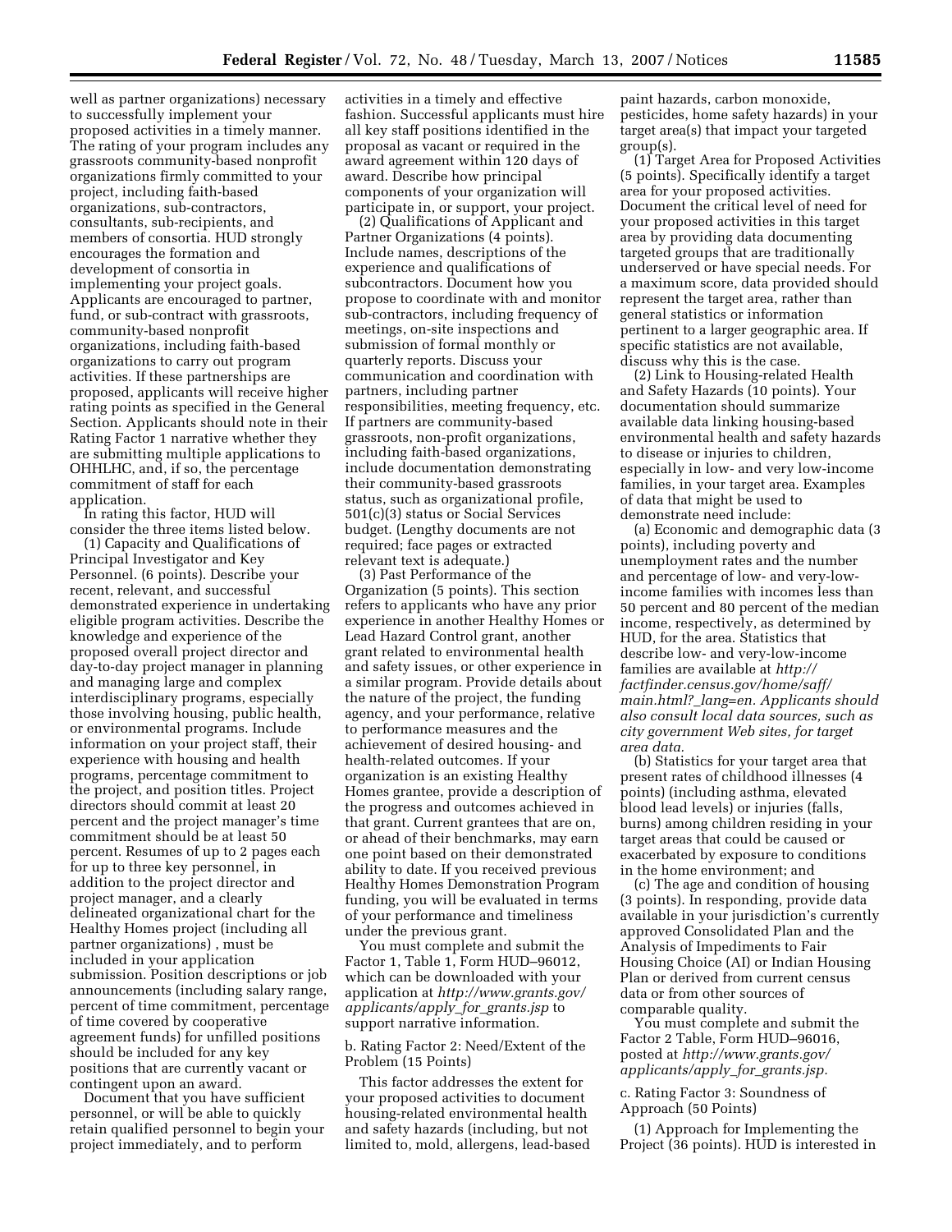well as partner organizations) necessary to successfully implement your proposed activities in a timely manner. The rating of your program includes any grassroots community-based nonprofit organizations firmly committed to your project, including faith-based organizations, sub-contractors, consultants, sub-recipients, and members of consortia. HUD strongly encourages the formation and development of consortia in implementing your project goals. Applicants are encouraged to partner, fund, or sub-contract with grassroots, community-based nonprofit organizations, including faith-based organizations to carry out program activities. If these partnerships are proposed, applicants will receive higher rating points as specified in the General Section. Applicants should note in their Rating Factor 1 narrative whether they are submitting multiple applications to OHHLHC, and, if so, the percentage commitment of staff for each application.

In rating this factor, HUD will consider the three items listed below.

(1) Capacity and Qualifications of Principal Investigator and Key Personnel. (6 points). Describe your recent, relevant, and successful demonstrated experience in undertaking eligible program activities. Describe the knowledge and experience of the proposed overall project director and day-to-day project manager in planning and managing large and complex interdisciplinary programs, especially those involving housing, public health, or environmental programs. Include information on your project staff, their experience with housing and health programs, percentage commitment to the project, and position titles. Project directors should commit at least 20 percent and the project manager's time commitment should be at least 50 percent. Resumes of up to 2 pages each for up to three key personnel, in addition to the project director and project manager, and a clearly delineated organizational chart for the Healthy Homes project (including all partner organizations) , must be included in your application submission. Position descriptions or job announcements (including salary range, percent of time commitment, percentage of time covered by cooperative agreement funds) for unfilled positions should be included for any key positions that are currently vacant or contingent upon an award.

Document that you have sufficient personnel, or will be able to quickly retain qualified personnel to begin your project immediately, and to perform activities in a timely and effective fashion. Successful applicants must hire all key staff positions identified in the proposal as vacant or required in the award agreement within 120 days of award. Describe how principal components of your organization will participate in, or support, your project.

(2) Qualifications of Applicant and Partner Organizations (4 points). Include names, descriptions of the experience and qualifications of subcontractors. Document how you propose to coordinate with and monitor sub-contractors, including frequency of meetings, on-site inspections and submission of formal monthly or quarterly reports. Discuss your communication and coordination with partners, including partner responsibilities, meeting frequency, etc. If partners are community-based grassroots, non-profit organizations, including faith-based organizations, include documentation demonstrating their community-based grassroots status, such as organizational profile, 501(c)(3) status or Social Services budget. (Lengthy documents are not required; face pages or extracted relevant text is adequate.)

(3) Past Performance of the Organization (5 points). This section refers to applicants who have any prior experience in another Healthy Homes or Lead Hazard Control grant, another grant related to environmental health and safety issues, or other experience in a similar program. Provide details about the nature of the project, the funding agency, and your performance, relative to performance measures and the achievement of desired housing- and health-related outcomes. If your organization is an existing Healthy Homes grantee, provide a description of the progress and outcomes achieved in that grant. Current grantees that are on, or ahead of their benchmarks, may earn one point based on their demonstrated ability to date. If you received previous Healthy Homes Demonstration Program funding, you will be evaluated in terms of your performance and timeliness under the previous grant.

You must complete and submit the Factor 1, Table 1, Form HUD–96012, which can be downloaded with your application at *http://www.grants.gov/applicants/apply_for_grants.jsp* to support narrative information.

b. Rating Factor 2: Need/Extent of the Problem (15 Points)

This factor addresses the extent for your proposed activities to document housing-related environmental health and safety hazards (including, but not limited to, mold, allergens, lead-based paint hazards, carbon monoxide, pesticides, home safety hazards) in your target area(s) that impact your targeted group(s).

(1) Target Area for Proposed Activities (5 points). Specifically identify a target area for your proposed activities. Document the critical level of need for your proposed activities in this target area by providing data documenting targeted groups that are traditionally underserved or have special needs. For a maximum score, data provided should represent the target area, rather than general statistics or information pertinent to a larger geographic area. If specific statistics are not available, discuss why this is the case.

(2) Link to Housing-related Health and Safety Hazards (10 points). Your documentation should summarize available data linking housing-based environmental health and safety hazards to disease or injuries to children, especially in low- and very low-income families, in your target area. Examples of data that might be used to demonstrate need include:

(a) Economic and demographic data (3 points), including poverty and unemployment rates and the number and percentage of low- and very-low-income families with incomes less than 50 percent and 80 percent of the median income, respectively, as determined by HUD, for the area. Statistics that describe low- and very-low-income families are available at *http://factfinder.census.gov/home/saff/main.html?_lang=en. Applicants should also consult local data sources, such as city government Web sites, for target area data.*

(b) Statistics for your target area that present rates of childhood illnesses (4 points) (including asthma, elevated blood lead levels) or injuries (falls, burns) among children residing in your target areas that could be caused or exacerbated by exposure to conditions in the home environment; and

(c) The age and condition of housing (3 points). In responding, provide data available in your jurisdiction's currently approved Consolidated Plan and the Analysis of Impediments to Fair Housing Choice (AI) or Indian Housing Plan or derived from current census data or from other sources of comparable quality.

You must complete and submit the Factor 2 Table, Form HUD–96016, posted at *http://www.grants.gov/applicants/apply_for_grants.jsp.*

c. Rating Factor 3: Soundness of Approach (50 Points)

(1) Approach for Implementing the Project (36 points). HUD is interested in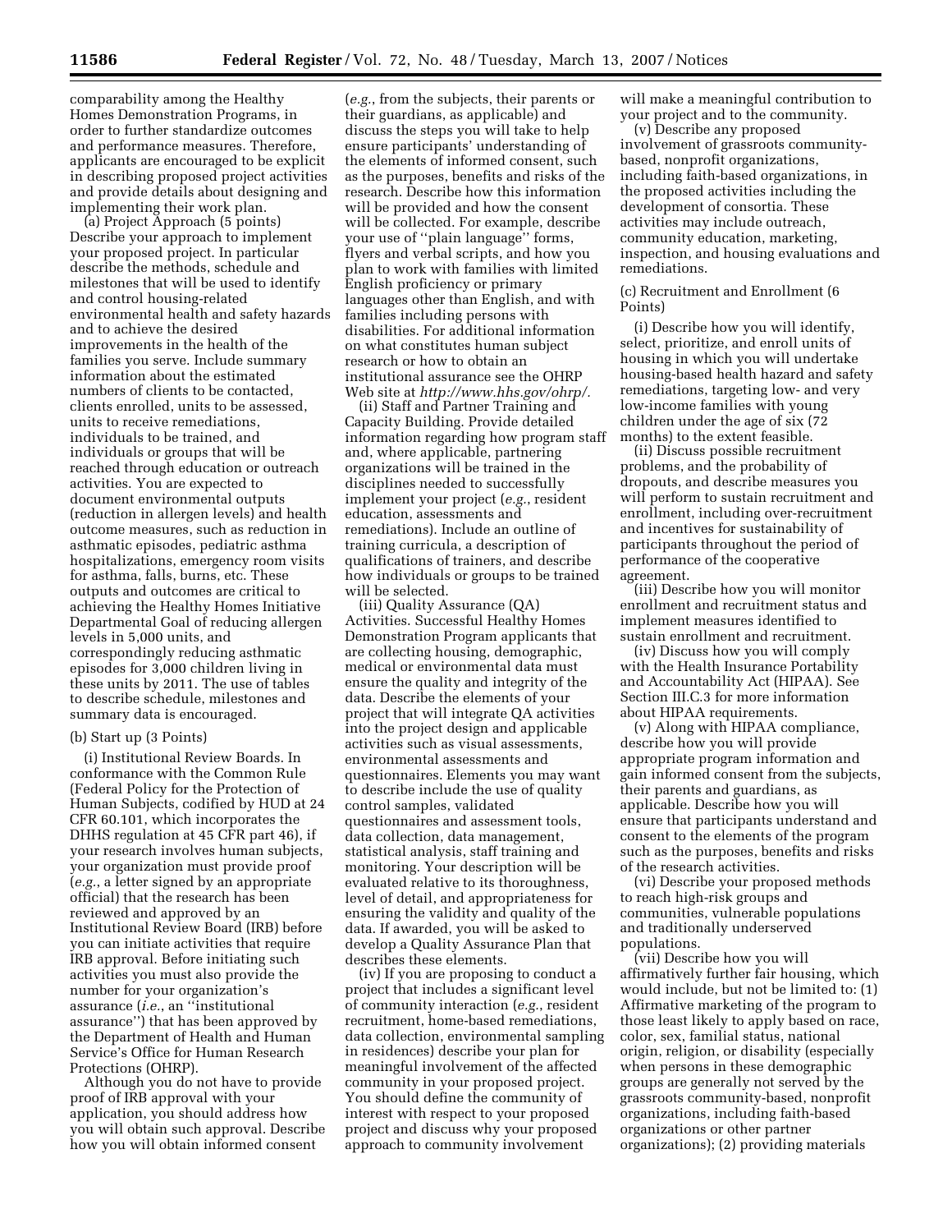comparability among the Healthy Homes Demonstration Programs, in order to further standardize outcomes and performance measures. Therefore, applicants are encouraged to be explicit in describing proposed project activities and provide details about designing and implementing their work plan.

(a) Project Approach (5 points) Describe your approach to implement your proposed project. In particular describe the methods, schedule and milestones that will be used to identify and control housing-related environmental health and safety hazards and to achieve the desired improvements in the health of the families you serve. Include summary information about the estimated numbers of clients to be contacted, clients enrolled, units to be assessed, units to receive remediations, individuals to be trained, and individuals or groups that will be reached through education or outreach activities. You are expected to document environmental outputs (reduction in allergen levels) and health outcome measures, such as reduction in asthmatic episodes, pediatric asthma hospitalizations, emergency room visits for asthma, falls, burns, etc. These outputs and outcomes are critical to achieving the Healthy Homes Initiative Departmental Goal of reducing allergen levels in 5,000 units, and correspondingly reducing asthmatic episodes for 3,000 children living in these units by 2011. The use of tables to describe schedule, milestones and summary data is encouraged.

(b) Start up (3 Points)

(i) Institutional Review Boards. In conformance with the Common Rule (Federal Policy for the Protection of Human Subjects, codified by HUD at 24 CFR 60.101, which incorporates the DHHS regulation at 45 CFR part 46), if your research involves human subjects, your organization must provide proof (*e.g.*, a letter signed by an appropriate official) that the research has been reviewed and approved by an Institutional Review Board (IRB) before you can initiate activities that require IRB approval. Before initiating such activities you must also provide the number for your organization's assurance (*i.e.*, an ''institutional assurance'') that has been approved by the Department of Health and Human Service's Office for Human Research Protections (OHRP).

Although you do not have to provide proof of IRB approval with your application, you should address how you will obtain such approval. Describe how you will obtain informed consent (*e.g.*, from the subjects, their parents or their guardians, as applicable) and discuss the steps you will take to help ensure participants' understanding of the elements of informed consent, such as the purposes, benefits and risks of the research. Describe how this information will be provided and how the consent will be collected. For example, describe your use of ''plain language'' forms, flyers and verbal scripts, and how you plan to work with families with limited English proficiency or primary languages other than English, and with families including persons with disabilities. For additional information on what constitutes human subject research or how to obtain an institutional assurance see the OHRP Web site at *http://www.hhs.gov/ohrp/.*

(ii) Staff and Partner Training and Capacity Building. Provide detailed information regarding how program staff and, where applicable, partnering organizations will be trained in the disciplines needed to successfully implement your project (*e.g.*, resident education, assessments and remediations). Include an outline of training curricula, a description of qualifications of trainers, and describe how individuals or groups to be trained will be selected.

(iii) Quality Assurance (QA) Activities. Successful Healthy Homes Demonstration Program applicants that are collecting housing, demographic, medical or environmental data must ensure the quality and integrity of the data. Describe the elements of your project that will integrate QA activities into the project design and applicable activities such as visual assessments, environmental assessments and questionnaires. Elements you may want to describe include the use of quality control samples, validated questionnaires and assessment tools, data collection, data management, statistical analysis, staff training and monitoring. Your description will be evaluated relative to its thoroughness, level of detail, and appropriateness for ensuring the validity and quality of the data. If awarded, you will be asked to develop a Quality Assurance Plan that describes these elements.

(iv) If you are proposing to conduct a project that includes a significant level of community interaction (*e.g.*, resident recruitment, home-based remediations, data collection, environmental sampling in residences) describe your plan for meaningful involvement of the affected community in your proposed project. You should define the community of interest with respect to your proposed project and discuss why your proposed approach to community involvement will make a meaningful contribution to your project and to the community.

(v) Describe any proposed involvement of grassroots community-based, nonprofit organizations, including faith-based organizations, in the proposed activities including the development of consortia. These activities may include outreach, community education, marketing, inspection, and housing evaluations and remediations.

(c) Recruitment and Enrollment (6 Points)

(i) Describe how you will identify, select, prioritize, and enroll units of housing in which you will undertake housing-based health hazard and safety remediations, targeting low- and very low-income families with young children under the age of six (72 months) to the extent feasible.

(ii) Discuss possible recruitment problems, and the probability of dropouts, and describe measures you will perform to sustain recruitment and enrollment, including over-recruitment and incentives for sustainability of participants throughout the period of performance of the cooperative agreement.

(iii) Describe how you will monitor enrollment and recruitment status and implement measures identified to sustain enrollment and recruitment.

(iv) Discuss how you will comply with the Health Insurance Portability and Accountability Act (HIPAA). See Section III.C.3 for more information about HIPAA requirements.

(v) Along with HIPAA compliance, describe how you will provide appropriate program information and gain informed consent from the subjects, their parents and guardians, as applicable. Describe how you will ensure that participants understand and consent to the elements of the program such as the purposes, benefits and risks of the research activities.

(vi) Describe your proposed methods to reach high-risk groups and communities, vulnerable populations and traditionally underserved populations.

(vii) Describe how you will affirmatively further fair housing, which would include, but not be limited to: (1) Affirmative marketing of the program to those least likely to apply based on race, color, sex, familial status, national origin, religion, or disability (especially when persons in these demographic groups are generally not served by the grassroots community-based, nonprofit organizations, including faith-based organizations or other partner organizations); (2) providing materials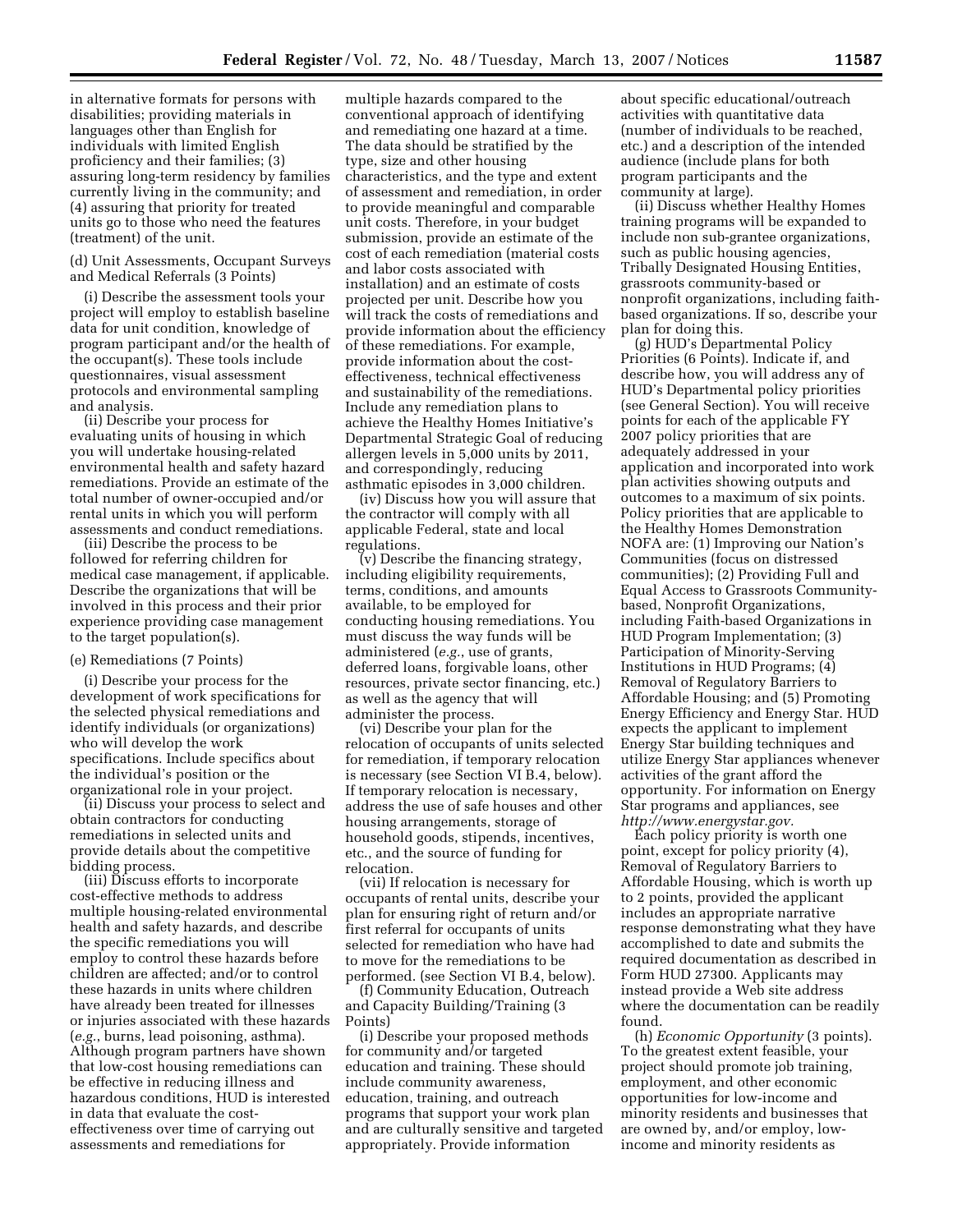in alternative formats for persons with disabilities; providing materials in languages other than English for individuals with limited English proficiency and their families; (3) assuring long-term residency by families currently living in the community; and (4) assuring that priority for treated units go to those who need the features (treatment) of the unit.

(d) Unit Assessments, Occupant Surveys and Medical Referrals (3 Points)

(i) Describe the assessment tools your project will employ to establish baseline data for unit condition, knowledge of program participant and/or the health of the occupant(s). These tools include questionnaires, visual assessment protocols and environmental sampling and analysis.

(ii) Describe your process for evaluating units of housing in which you will undertake housing-related environmental health and safety hazard remediations. Provide an estimate of the total number of owner-occupied and/or rental units in which you will perform assessments and conduct remediations.

(iii) Describe the process to be followed for referring children for medical case management, if applicable. Describe the organizations that will be involved in this process and their prior experience providing case management to the target population(s).

(e) Remediations (7 Points)

(i) Describe your process for the development of work specifications for the selected physical remediations and identify individuals (or organizations) who will develop the work specifications. Include specifics about the individual's position or the organizational role in your project.

(ii) Discuss your process to select and obtain contractors for conducting remediations in selected units and provide details about the competitive bidding process.

(iii) Discuss efforts to incorporate cost-effective methods to address multiple housing-related environmental health and safety hazards, and describe the specific remediations you will employ to control these hazards before children are affected; and/or to control these hazards in units where children have already been treated for illnesses or injuries associated with these hazards (*e.g.*, burns, lead poisoning, asthma). Although program partners have shown that low-cost housing remediations can be effective in reducing illness and hazardous conditions, HUD is interested in data that evaluate the cost-effectiveness over time of carrying out assessments and remediations for multiple hazards compared to the conventional approach of identifying and remediating one hazard at a time. The data should be stratified by the type, size and other housing characteristics, and the type and extent of assessment and remediation, in order to provide meaningful and comparable unit costs. Therefore, in your budget submission, provide an estimate of the cost of each remediation (material costs and labor costs associated with installation) and an estimate of costs projected per unit. Describe how you will track the costs of remediations and provide information about the efficiency of these remediations. For example, provide information about the cost-effectiveness, technical effectiveness and sustainability of the remediations. Include any remediation plans to achieve the Healthy Homes Initiative's Departmental Strategic Goal of reducing allergen levels in 5,000 units by 2011, and correspondingly, reducing asthmatic episodes in 3,000 children.

(iv) Discuss how you will assure that the contractor will comply with all applicable Federal, state and local regulations.

(v) Describe the financing strategy, including eligibility requirements, terms, conditions, and amounts available, to be employed for conducting housing remediations. You must discuss the way funds will be administered (*e.g.*, use of grants, deferred loans, forgivable loans, other resources, private sector financing, etc.) as well as the agency that will administer the process.

(vi) Describe your plan for the relocation of occupants of units selected for remediation, if temporary relocation is necessary (see Section VI B.4, below). If temporary relocation is necessary, address the use of safe houses and other housing arrangements, storage of household goods, stipends, incentives, etc., and the source of funding for relocation.

(vii) If relocation is necessary for occupants of rental units, describe your plan for ensuring right of return and/or first referral for occupants of units selected for remediation who have had to move for the remediations to be performed. (see Section VI B.4, below).

(f) Community Education, Outreach and Capacity Building/Training (3 Points)

(i) Describe your proposed methods for community and/or targeted education and training. These should include community awareness, education, training, and outreach programs that support your work plan and are culturally sensitive and targeted appropriately. Provide information about specific educational/outreach activities with quantitative data (number of individuals to be reached, etc.) and a description of the intended audience (include plans for both program participants and the community at large).

(ii) Discuss whether Healthy Homes training programs will be expanded to include non sub-grantee organizations, such as public housing agencies, Tribally Designated Housing Entities, grassroots community-based or nonprofit organizations, including faith-based organizations. If so, describe your plan for doing this.

(g) HUD's Departmental Policy Priorities (6 Points). Indicate if, and describe how, you will address any of HUD's Departmental policy priorities (see General Section). You will receive points for each of the applicable FY 2007 policy priorities that are adequately addressed in your application and incorporated into work plan activities showing outputs and outcomes to a maximum of six points. Policy priorities that are applicable to the Healthy Homes Demonstration NOFA are: (1) Improving our Nation's Communities (focus on distressed communities); (2) Providing Full and Equal Access to Grassroots Community-based, Nonprofit Organizations, including Faith-based Organizations in HUD Program Implementation; (3) Participation of Minority-Serving Institutions in HUD Programs; (4) Removal of Regulatory Barriers to Affordable Housing; and (5) Promoting Energy Efficiency and Energy Star. HUD expects the applicant to implement Energy Star building techniques and utilize Energy Star appliances whenever activities of the grant afford the opportunity. For information on Energy Star programs and appliances, see *http://www.energystar.gov.*

Each policy priority is worth one point, except for policy priority (4), Removal of Regulatory Barriers to Affordable Housing, which is worth up to 2 points, provided the applicant includes an appropriate narrative response demonstrating what they have accomplished to date and submits the required documentation as described in Form HUD 27300. Applicants may instead provide a Web site address where the documentation can be readily found.

(h) *Economic Opportunity* (3 points). To the greatest extent feasible, your project should promote job training, employment, and other economic opportunities for low-income and minority residents and businesses that are owned by, and/or employ, low-income and minority residents as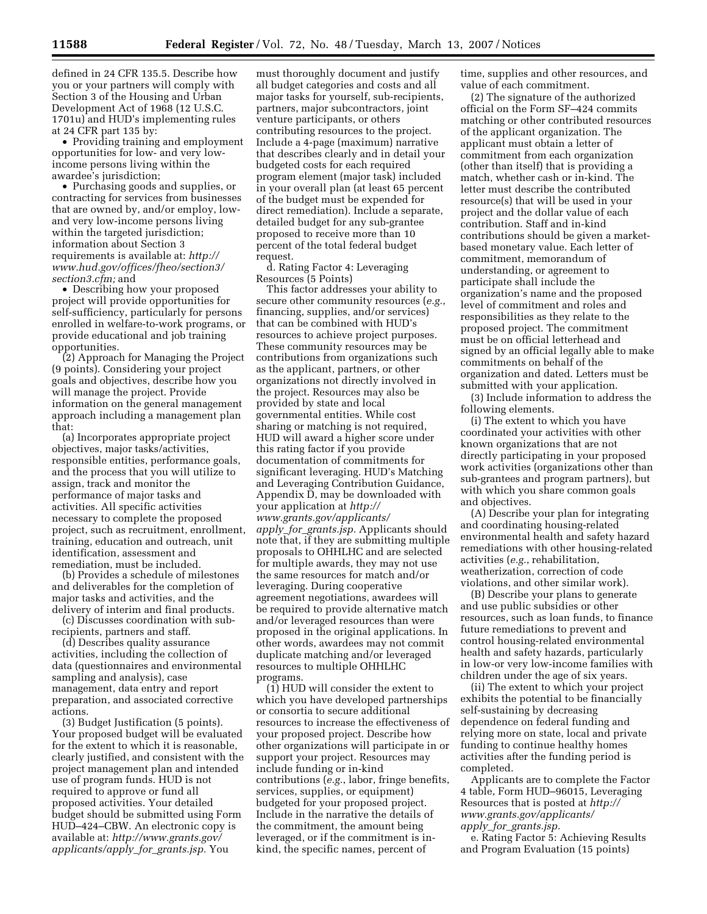defined in 24 CFR 135.5. Describe how you or your partners will comply with Section 3 of the Housing and Urban Development Act of 1968 (12 U.S.C. 1701u) and HUD's implementing rules at 24 CFR part 135 by:

- Providing training and employment opportunities for low- and very low-income persons living within the awardee's jurisdiction;
- Purchasing goods and supplies, or contracting for services from businesses that are owned by, and/or employ, low- and very low-income persons living within the targeted jurisdiction; information about Section 3 requirements is available at: *http://www.hud.gov/offices/fheo/section3/section3.cfm;* and
- Describing how your proposed project will provide opportunities for self-sufficiency, particularly for persons enrolled in welfare-to-work programs, or provide educational and job training opportunities.

(2) Approach for Managing the Project (9 points). Considering your project goals and objectives, describe how you will manage the project. Provide information on the general management approach including a management plan that:

(a) Incorporates appropriate project objectives, major tasks/activities, responsible entities, performance goals, and the process that you will utilize to assign, track and monitor the performance of major tasks and activities. All specific activities necessary to complete the proposed project, such as recruitment, enrollment, training, education and outreach, unit identification, assessment and remediation, must be included.

(b) Provides a schedule of milestones and deliverables for the completion of major tasks and activities, and the delivery of interim and final products.

(c) Discusses coordination with sub-recipients, partners and staff.

(d) Describes quality assurance activities, including the collection of data (questionnaires and environmental sampling and analysis), case management, data entry and report preparation, and associated corrective actions.

(3) Budget Justification (5 points). Your proposed budget will be evaluated for the extent to which it is reasonable, clearly justified, and consistent with the project management plan and intended use of program funds. HUD is not required to approve or fund all proposed activities. Your detailed budget should be submitted using Form HUD–424–CBW. An electronic copy is available at: *http://www.grants.gov/applicants/apply_for_grants.jsp.* You must thoroughly document and justify all budget categories and costs and all major tasks for yourself, sub-recipients, partners, major subcontractors, joint venture participants, or others contributing resources to the project. Include a 4-page (maximum) narrative that describes clearly and in detail your budgeted costs for each required program element (major task) included in your overall plan (at least 65 percent of the budget must be expended for direct remediation). Include a separate, detailed budget for any sub-grantee proposed to receive more than 10 percent of the total federal budget request.

d. Rating Factor 4: Leveraging Resources (5 Points)

This factor addresses your ability to secure other community resources (*e.g.*, financing, supplies, and/or services) that can be combined with HUD's resources to achieve project purposes. These community resources may be contributions from organizations such as the applicant, partners, or other organizations not directly involved in the project. Resources may also be provided by state and local governmental entities. While cost sharing or matching is not required, HUD will award a higher score under this rating factor if you provide documentation of commitments for significant leveraging. HUD's Matching and Leveraging Contribution Guidance, Appendix D, may be downloaded with your application at *http://www.grants.gov/applicants/apply_for_grants.jsp.* Applicants should note that, if they are submitting multiple proposals to OHHLHC and are selected for multiple awards, they may not use the same resources for match and/or leveraging. During cooperative agreement negotiations, awardees will be required to provide alternative match and/or leveraged resources than were proposed in the original applications. In other words, awardees may not commit duplicate matching and/or leveraged resources to multiple OHHLHC programs.

(1) HUD will consider the extent to which you have developed partnerships or consortia to secure additional resources to increase the effectiveness of your proposed project. Describe how other organizations will participate in or support your project. Resources may include funding or in-kind contributions (*e.g.*, labor, fringe benefits, services, supplies, or equipment) budgeted for your proposed project. Include in the narrative the details of the commitment, the amount being leveraged, or if the commitment is in-kind, the specific names, percent of time, supplies and other resources, and value of each commitment.

(2) The signature of the authorized official on the Form SF–424 commits matching or other contributed resources of the applicant organization. The applicant must obtain a letter of commitment from each organization (other than itself) that is providing a match, whether cash or in-kind. The letter must describe the contributed resource(s) that will be used in your project and the dollar value of each contribution. Staff and in-kind contributions should be given a market-based monetary value. Each letter of commitment, memorandum of understanding, or agreement to participate shall include the organization's name and the proposed level of commitment and roles and responsibilities as they relate to the proposed project. The commitment must be on official letterhead and signed by an official legally able to make commitments on behalf of the organization and dated. Letters must be submitted with your application.

(3) Include information to address the following elements.

(i) The extent to which you have coordinated your activities with other known organizations that are not directly participating in your proposed work activities (organizations other than sub-grantees and program partners), but with which you share common goals and objectives.

(A) Describe your plan for integrating and coordinating housing-related environmental health and safety hazard remediations with other housing-related activities (*e.g.*, rehabilitation, weatherization, correction of code violations, and other similar work).

(B) Describe your plans to generate and use public subsidies or other resources, such as loan funds, to finance future remediations to prevent and control housing-related environmental health and safety hazards, particularly in low-or very low-income families with children under the age of six years.

(ii) The extent to which your project exhibits the potential to be financially self-sustaining by decreasing dependence on federal funding and relying more on state, local and private funding to continue healthy homes activities after the funding period is completed.

Applicants are to complete the Factor 4 table, Form HUD–96015, Leveraging Resources that is posted at *http://www.grants.gov/applicants/apply_for_grants.jsp.*

e. Rating Factor 5: Achieving Results and Program Evaluation (15 points)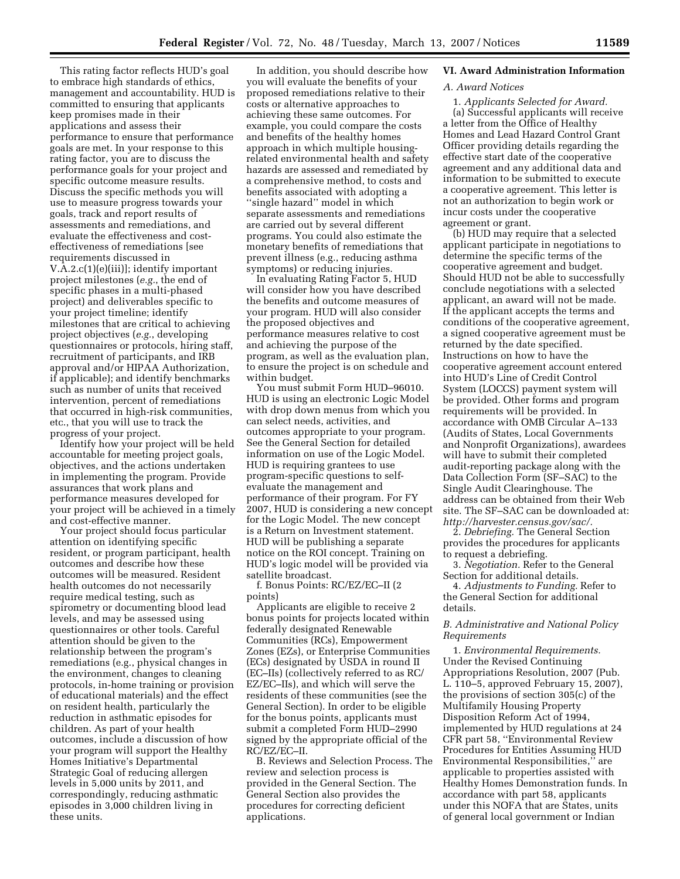This rating factor reflects HUD's goal to embrace high standards of ethics, management and accountability. HUD is committed to ensuring that applicants keep promises made in their applications and assess their performance to ensure that performance goals are met. In your response to this rating factor, you are to discuss the performance goals for your project and specific outcome measure results. Discuss the specific methods you will use to measure progress towards your goals, track and report results of assessments and remediations, and evaluate the effectiveness and cost-effectiveness of remediations [see requirements discussed in V.A.2.c(1)(e)(iii)]; identify important project milestones (*e.g.*, the end of specific phases in a multi-phased project) and deliverables specific to your project timeline; identify milestones that are critical to achieving project objectives (*e.g.*, developing questionnaires or protocols, hiring staff, recruitment of participants, and IRB approval and/or HIPAA Authorization, if applicable); and identify benchmarks such as number of units that received intervention, percent of remediations that occurred in high-risk communities, etc., that you will use to track the progress of your project.

Identify how your project will be held accountable for meeting project goals, objectives, and the actions undertaken in implementing the program. Provide assurances that work plans and performance measures developed for your project will be achieved in a timely and cost-effective manner.

Your project should focus particular attention on identifying specific resident, or program participant, health outcomes and describe how these outcomes will be measured. Resident health outcomes do not necessarily require medical testing, such as spirometry or documenting blood lead levels, and may be assessed using questionnaires or other tools. Careful attention should be given to the relationship between the program's remediations (e.g., physical changes in the environment, changes to cleaning protocols, in-home training or provision of educational materials) and the effect on resident health, particularly the reduction in asthmatic episodes for children. As part of your health outcomes, include a discussion of how your program will support the Healthy Homes Initiative's Departmental Strategic Goal of reducing allergen levels in 5,000 units by 2011, and correspondingly, reducing asthmatic episodes in 3,000 children living in these units.

In addition, you should describe how you will evaluate the benefits of your proposed remediations relative to their costs or alternative approaches to achieving these same outcomes. For example, you could compare the costs and benefits of the healthy homes approach in which multiple housing-related environmental health and safety hazards are assessed and remediated by a comprehensive method, to costs and benefits associated with adopting a ''single hazard'' model in which separate assessments and remediations are carried out by several different programs. You could also estimate the monetary benefits of remediations that prevent illness (e.g., reducing asthma symptoms) or reducing injuries.

In evaluating Rating Factor 5, HUD will consider how you have described the benefits and outcome measures of your program. HUD will also consider the proposed objectives and performance measures relative to cost and achieving the purpose of the program, as well as the evaluation plan, to ensure the project is on schedule and within budget.

You must submit Form HUD–96010. HUD is using an electronic Logic Model with drop down menus from which you can select needs, activities, and outcomes appropriate to your program. See the General Section for detailed information on use of the Logic Model. HUD is requiring grantees to use program-specific questions to self-evaluate the management and performance of their program. For FY 2007, HUD is considering a new concept for the Logic Model. The new concept is a Return on Investment statement. HUD will be publishing a separate notice on the ROI concept. Training on HUD's logic model will be provided via satellite broadcast.

f. Bonus Points: RC/EZ/EC–II (2 points)

Applicants are eligible to receive 2 bonus points for projects located within federally designated Renewable Communities (RCs), Empowerment Zones (EZs), or Enterprise Communities (ECs) designated by USDA in round II (EC–IIs) (collectively referred to as RC/EZ/EC–IIs), and which will serve the residents of these communities (see the General Section). In order to be eligible for the bonus points, applicants must submit a completed Form HUD–2990 signed by the appropriate official of the RC/EZ/EC–II.

B. Reviews and Selection Process. The review and selection process is provided in the General Section. The General Section also provides the procedures for correcting deficient applications.

## VI. Award Administration Information

### *A. Award Notices*

1. *Applicants Selected for Award.*

(a) Successful applicants will receive a letter from the Office of Healthy Homes and Lead Hazard Control Grant Officer providing details regarding the effective start date of the cooperative agreement and any additional data and information to be submitted to execute a cooperative agreement. This letter is not an authorization to begin work or incur costs under the cooperative agreement or grant.

(b) HUD may require that a selected applicant participate in negotiations to determine the specific terms of the cooperative agreement and budget. Should HUD not be able to successfully conclude negotiations with a selected applicant, an award will not be made. If the applicant accepts the terms and conditions of the cooperative agreement, a signed cooperative agreement must be returned by the date specified. Instructions on how to have the cooperative agreement account entered into HUD's Line of Credit Control System (LOCCS) payment system will be provided. Other forms and program requirements will be provided. In accordance with OMB Circular A–133 (Audits of States, Local Governments and Nonprofit Organizations), awardees will have to submit their completed audit-reporting package along with the Data Collection Form (SF–SAC) to the Single Audit Clearinghouse. The address can be obtained from their Web site. The SF–SAC can be downloaded at: *http://harvester.census.gov/sac/.*

2. *Debriefing.* The General Section provides the procedures for applicants to request a debriefing.

3. *Negotiation.* Refer to the General Section for additional details.

4. *Adjustments to Funding.* Refer to the General Section for additional details.

### *B. Administrative and National Policy Requirements*

1. *Environmental Requirements.* Under the Revised Continuing Appropriations Resolution, 2007 (Pub. L. 110–5, approved February 15, 2007), the provisions of section 305(c) of the Multifamily Housing Property Disposition Reform Act of 1994, implemented by HUD regulations at 24 CFR part 58, ''Environmental Review Procedures for Entities Assuming HUD Environmental Responsibilities,'' are applicable to properties assisted with Healthy Homes Demonstration funds. In accordance with part 58, applicants under this NOFA that are States, units of general local government or Indian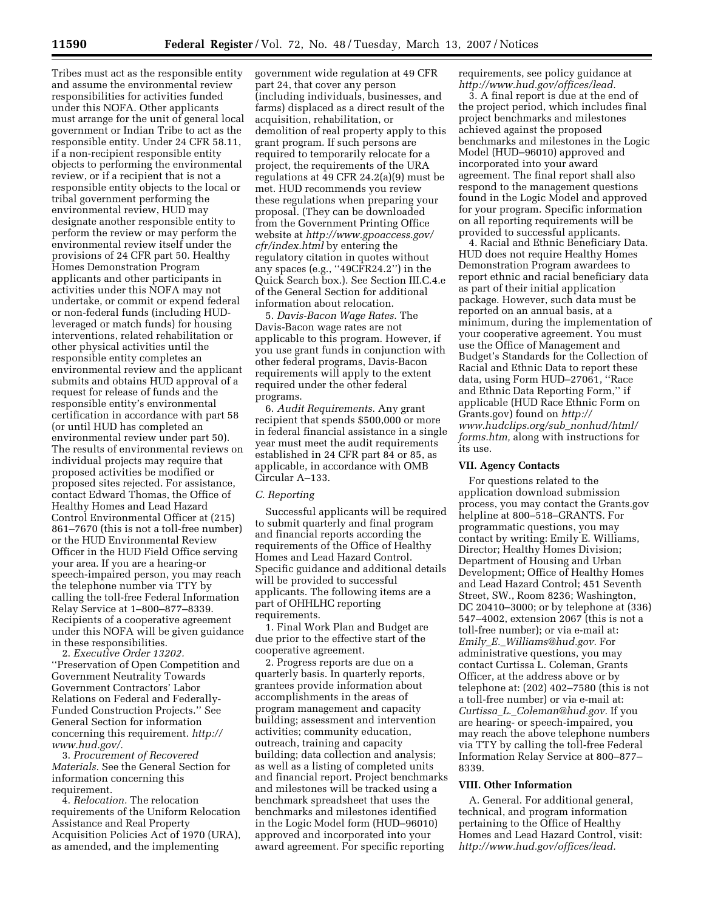Tribes must act as the responsible entity and assume the environmental review responsibilities for activities funded under this NOFA. Other applicants must arrange for the unit of general local government or Indian Tribe to act as the responsible entity. Under 24 CFR 58.11, if a non-recipient responsible entity objects to performing the environmental review, or if a recipient that is not a responsible entity objects to the local or tribal government performing the environmental review, HUD may designate another responsible entity to perform the review or may perform the environmental review itself under the provisions of 24 CFR part 50. Healthy Homes Demonstration Program applicants and other participants in activities under this NOFA may not undertake, or commit or expend federal or non-federal funds (including HUD-leveraged or match funds) for housing interventions, related rehabilitation or other physical activities until the responsible entity completes an environmental review and the applicant submits and obtains HUD approval of a request for release of funds and the responsible entity's environmental certification in accordance with part 58 (or until HUD has completed an environmental review under part 50). The results of environmental reviews on individual projects may require that proposed activities be modified or proposed sites rejected. For assistance, contact Edward Thomas, the Office of Healthy Homes and Lead Hazard Control Environmental Officer at (215) 861–7670 (this is not a toll-free number) or the HUD Environmental Review Officer in the HUD Field Office serving your area. If you are a hearing-or speech-impaired person, you may reach the telephone number via TTY by calling the toll-free Federal Information Relay Service at 1–800–877–8339. Recipients of a cooperative agreement under this NOFA will be given guidance in these responsibilities.

2. *Executive Order 13202.* ''Preservation of Open Competition and Government Neutrality Towards Government Contractors' Labor Relations on Federal and Federally-Funded Construction Projects.'' See General Section for information concerning this requirement. *http://www.hud.gov/.*

3. *Procurement of Recovered Materials.* See the General Section for information concerning this requirement.

4. *Relocation.* The relocation requirements of the Uniform Relocation Assistance and Real Property Acquisition Policies Act of 1970 (URA), as amended, and the implementing government wide regulation at 49 CFR part 24, that cover any person (including individuals, businesses, and farms) displaced as a direct result of the acquisition, rehabilitation, or demolition of real property apply to this grant program. If such persons are required to temporarily relocate for a project, the requirements of the URA regulations at 49 CFR 24.2(a)(9) must be met. HUD recommends you review these regulations when preparing your proposal. (They can be downloaded from the Government Printing Office website at *http://www.gpoaccess.gov/cfr/index.html* by entering the regulatory citation in quotes without any spaces (e.g., ''49CFR24.2'') in the Quick Search box.). See Section III.C.4.e of the General Section for additional information about relocation.

5. *Davis-Bacon Wage Rates.* The Davis-Bacon wage rates are not applicable to this program. However, if you use grant funds in conjunction with other federal programs, Davis-Bacon requirements will apply to the extent required under the other federal programs.

6. *Audit Requirements.* Any grant recipient that spends $500,000 or more in federal financial assistance in a single year must meet the audit requirements established in 24 CFR part 84 or 85, as applicable, in accordance with OMB Circular A–133.

### *C. Reporting*

Successful applicants will be required to submit quarterly and final program and financial reports according the requirements of the Office of Healthy Homes and Lead Hazard Control. Specific guidance and additional details will be provided to successful applicants. The following items are a part of OHHLHC reporting requirements.

1. Final Work Plan and Budget are due prior to the effective start of the cooperative agreement.

2. Progress reports are due on a quarterly basis. In quarterly reports, grantees provide information about accomplishments in the areas of program management and capacity building; assessment and intervention activities; community education, outreach, training and capacity building; data collection and analysis; as well as a listing of completed units and financial report. Project benchmarks and milestones will be tracked using a benchmark spreadsheet that uses the benchmarks and milestones identified in the Logic Model form (HUD–96010) approved and incorporated into your award agreement. For specific reporting requirements, see policy guidance at *http://www.hud.gov/offices/lead.*

3. A final report is due at the end of the project period, which includes final project benchmarks and milestones achieved against the proposed benchmarks and milestones in the Logic Model (HUD–96010) approved and incorporated into your award agreement. The final report shall also respond to the management questions found in the Logic Model and approved for your program. Specific information on all reporting requirements will be provided to successful applicants.

4. Racial and Ethnic Beneficiary Data. HUD does not require Healthy Homes Demonstration Program awardees to report ethnic and racial beneficiary data as part of their initial application package. However, such data must be reported on an annual basis, at a minimum, during the implementation of your cooperative agreement. You must use the Office of Management and Budget's Standards for the Collection of Racial and Ethnic Data to report these data, using Form HUD–27061, ''Race and Ethnic Data Reporting Form,'' if applicable (HUD Race Ethnic Form on Grants.gov) found on *http://www.hudclips.org/sub_nonhud/html/forms.htm,* along with instructions for its use.

## VII. Agency Contacts

For questions related to the application download submission process, you may contact the Grants.gov helpline at 800–518–GRANTS. For programmatic questions, you may contact by writing: Emily E. Williams, Director; Healthy Homes Division; Department of Housing and Urban Development; Office of Healthy Homes and Lead Hazard Control; 451 Seventh Street, SW., Room 8236; Washington, DC 20410–3000; or by telephone at (336) 547–4002, extension 2067 (this is not a toll-free number); or via e-mail at: *Emily_E._Williams@hud.gov.* For administrative questions, you may contact Curtissa L. Coleman, Grants Officer, at the address above or by telephone at: (202) 402–7580 (this is not a toll-free number) or via e-mail at: *Curtissa_L._Coleman@hud.gov.* If you are hearing- or speech-impaired, you may reach the above telephone numbers via TTY by calling the toll-free Federal Information Relay Service at 800–877–8339.

## VIII. Other Information

A. General. For additional general, technical, and program information pertaining to the Office of Healthy Homes and Lead Hazard Control, visit: *http://www.hud.gov/offices/lead.*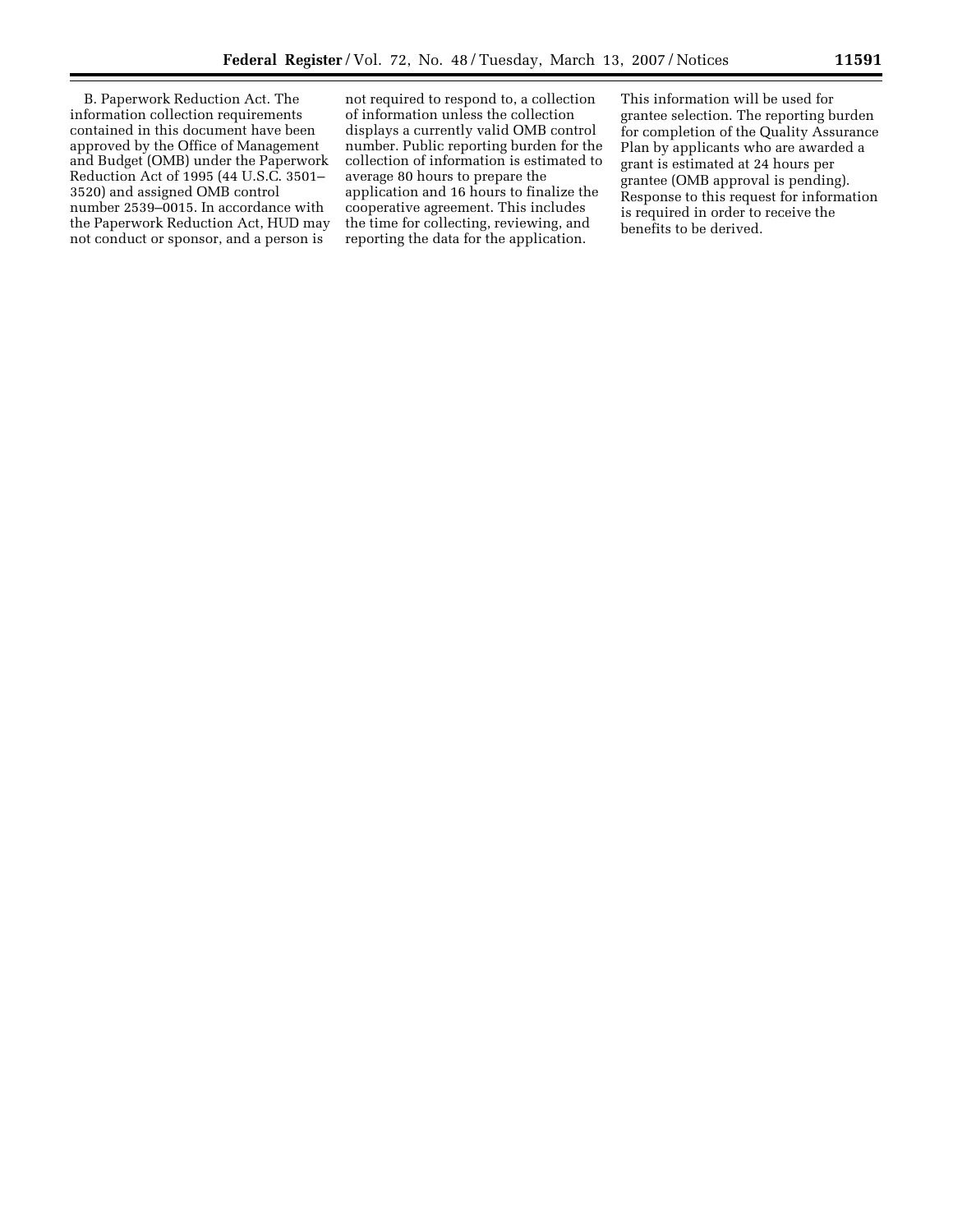B. Paperwork Reduction Act. The information collection requirements contained in this document have been approved by the Office of Management and Budget (OMB) under the Paperwork Reduction Act of 1995 (44 U.S.C. 3501–3520) and assigned OMB control number 2539–0015. In accordance with the Paperwork Reduction Act, HUD may not conduct or sponsor, and a person is not required to respond to, a collection of information unless the collection displays a currently valid OMB control number. Public reporting burden for the collection of information is estimated to average 80 hours to prepare the application and 16 hours to finalize the cooperative agreement. This includes the time for collecting, reviewing, and reporting the data for the application. This information will be used for grantee selection. The reporting burden for completion of the Quality Assurance Plan by applicants who are awarded a grant is estimated at 24 hours per grantee (OMB approval is pending). Response to this request for information is required in order to receive the benefits to be derived.